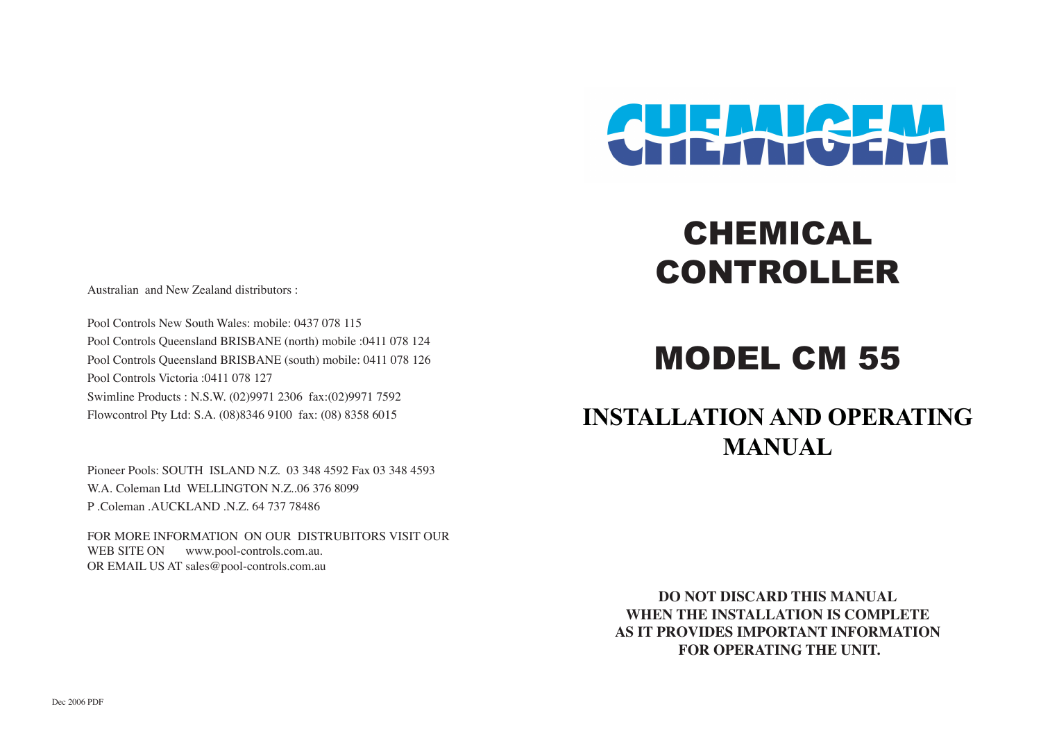# CHEMIGEM

# CHEMICAL CONTROLLER

# MODEL CM 55

## INSTALLATION AND OPERATING MANUAL

**DO NOT DISCARD THIS MANUAL WHEN THE INSTALLATION IS COMPLETE AS IT PROVIDES IMPORTANT INFORMATION FOR OPERATING THE UNIT.**

Australian and New Zealand distributors :

Pool Controls New South Wales: mobile: 0437 078 115
Pool Controls Queensland BRISBANE (north) mobile :0411 078 124
Pool Controls Queensland BRISBANE (south) mobile: 0411 078 126
Pool Controls Victoria :0411 078 127
Swimline Products : N.S.W. (02)9971 2306 fax:(02)9971 7592
Flowcontrol Pty Ltd: S.A. (08)8346 9100 fax: (08) 8358 6015

Pioneer Pools: SOUTH ISLAND N.Z. 03 348 4592 Fax 03 348 4593
W.A. Coleman Ltd WELLINGTON N.Z..06 376 8099
P .Coleman .AUCKLAND .N.Z. 64 737 78486

FOR MORE INFORMATION ON OUR DISTRUBITORS VISIT OUR WEB SITE ON www.pool-controls.com.au.
OR EMAIL US AT sales@pool-controls.com.au

Dec 2006 PDF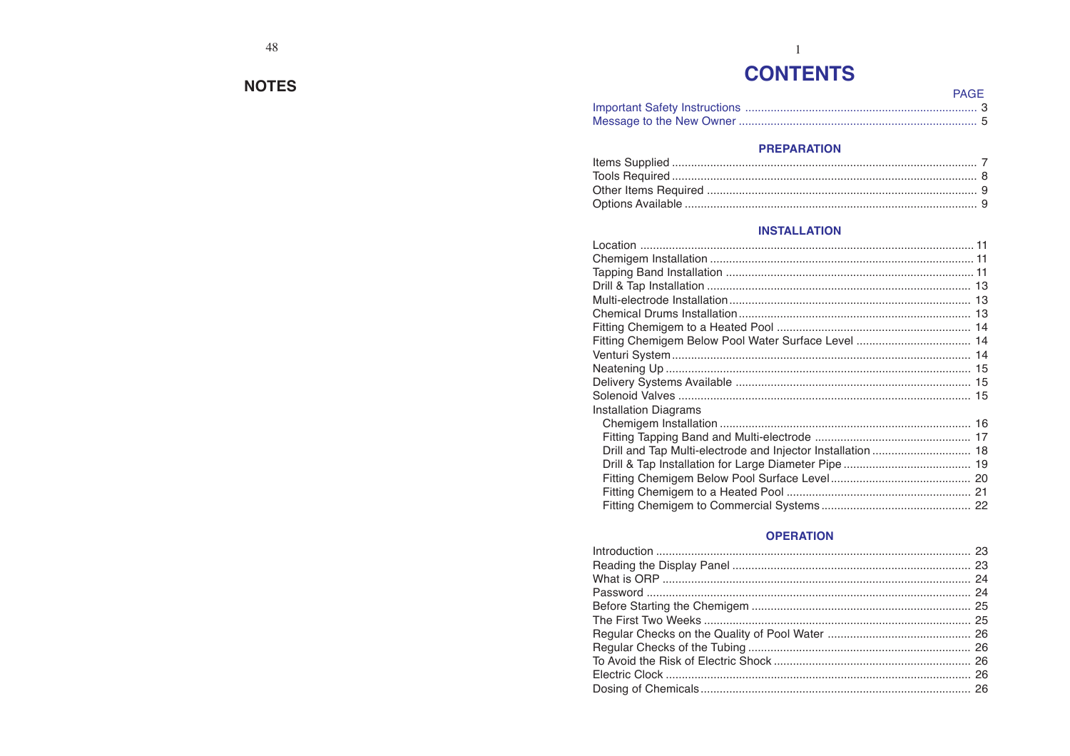## NOTES

# CONTENTS

| | PAGE |
|---|---|
| Important Safety Instructions | 3 |
| Message to the New Owner | 5 |

### PREPARATION

| | |
|---|---|
| Items Supplied | 7 |
| Tools Required | 8 |
| Other Items Required | 9 |
| Options Available | 9 |

### INSTALLATION

| | |
|---|---|
| Location | 11 |
| Chemigem Installation | 11 |
| Tapping Band Installation | 11 |
| Drill & Tap Installation | 13 |
| Multi-electrode Installation | 13 |
| Chemical Drums Installation | 13 |
| Fitting Chemigem to a Heated Pool | 14 |
| Fitting Chemigem Below Pool Water Surface Level | 14 |
| Venturi System | 14 |
| Neatening Up | 15 |
| Delivery Systems Available | 15 |
| Solenoid Valves | 15 |
| Installation Diagrams | |
| Chemigem Installation | 16 |
| Fitting Tapping Band and Multi-electrode | 17 |
| Drill and Tap Multi-electrode and Injector Installation | 18 |
| Drill & Tap Installation for Large Diameter Pipe | 19 |
| Fitting Chemigem Below Pool Surface Level | 20 |
| Fitting Chemigem to a Heated Pool | 21 |
| Fitting Chemigem to Commercial Systems | 22 |

### OPERATION

| | |
|---|---|
| Introduction | 23 |
| Reading the Display Panel | 23 |
| What is ORP | 24 |
| Password | 24 |
| Before Starting the Chemigem | 25 |
| The First Two Weeks | 25 |
| Regular Checks on the Quality of Pool Water | 26 |
| Regular Checks of the Tubing | 26 |
| To Avoid the Risk of Electric Shock | 26 |
| Electric Clock | 26 |
| Dosing of Chemicals | 26 |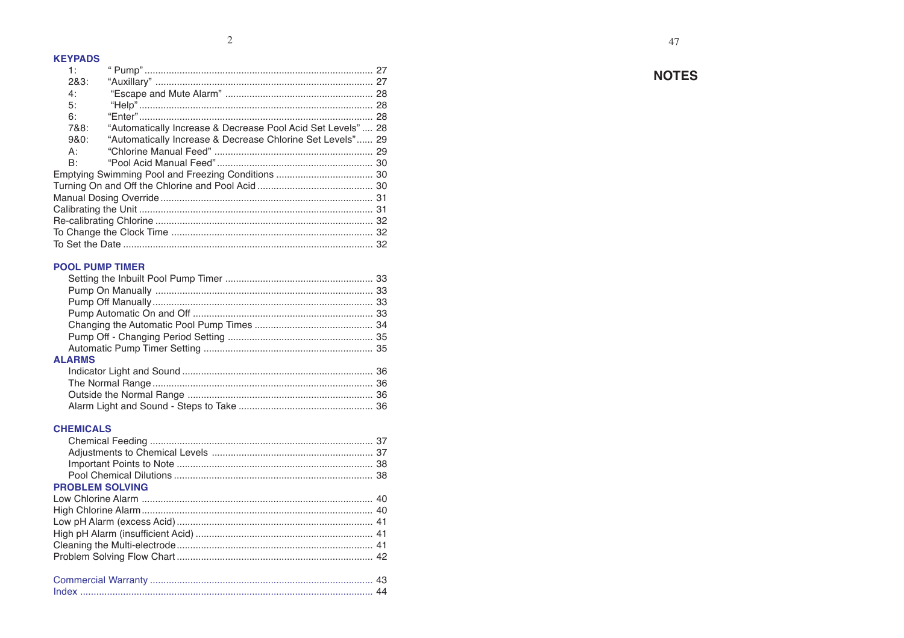## KEYPADS

| | | |
|---|---|---|
| 1: | " Pump" | 27 |
| 2&3: | "Auxillary" | 27 |
| 4: | "Escape and Mute Alarm" | 28 |
| 5: | "Help" | 28 |
| 6: | "Enter" | 28 |
| 7&8: | "Automatically Increase & Decrease Pool Acid Set Levels" | 28 |
| 9&0: | "Automatically Increase & Decrease Chlorine Set Levels" | 29 |
| A: | "Chlorine Manual Feed" | 29 |
| B: | "Pool Acid Manual Feed" | 30 |

Emptying Swimming Pool and Freezing Conditions .......... 30
Turning On and Off the Chlorine and Pool Acid .......... 30
Manual Dosing Override .......... 31
Calibrating the Unit .......... 31
Re-calibrating Chlorine .......... 32
To Change the Clock Time .......... 32
To Set the Date .......... 32

## POOL PUMP TIMER

- Setting the Inbuilt Pool Pump Timer .......... 33
- Pump On Manually .......... 33
- Pump Off Manually .......... 33
- Pump Automatic On and Off .......... 33
- Changing the Automatic Pool Pump Times .......... 34
- Pump Off - Changing Period Setting .......... 35
- Automatic Pump Timer Setting .......... 35

## ALARMS

- Indicator Light and Sound .......... 36
- The Normal Range .......... 36
- Outside the Normal Range .......... 36
- Alarm Light and Sound - Steps to Take .......... 36

## CHEMICALS

- Chemical Feeding .......... 37
- Adjustments to Chemical Levels .......... 37
- Important Points to Note .......... 38
- Pool Chemical Dilutions .......... 38

## PROBLEM SOLVING

Low Chlorine Alarm .......... 40
High Chlorine Alarm .......... 40
Low pH Alarm (excess Acid) .......... 41
High pH Alarm (insufficient Acid) .......... 41
Cleaning the Multi-electrode .......... 41
Problem Solving Flow Chart .......... 42

Commercial Warranty .......... 43
Index .......... 44

## NOTES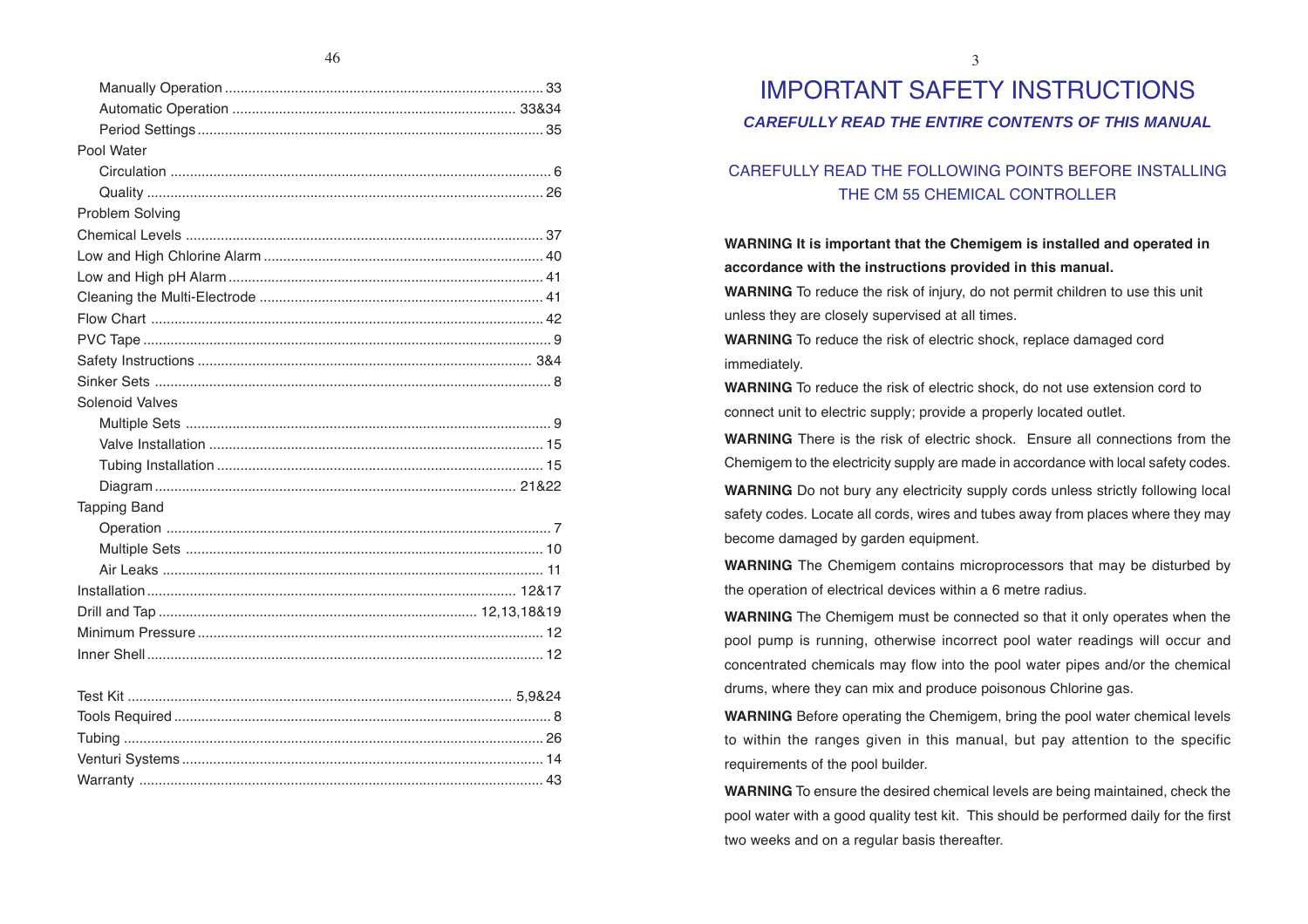Manually Operation ........ 33
Automatic Operation ........ 33&34
Period Settings ........ 35

Pool Water
- Circulation ........ 6
- Quality ........ 26

Problem Solving

Chemical Levels ........ 37
Low and High Chlorine Alarm ........ 40
Low and High pH Alarm ........ 41
Cleaning the Multi-Electrode ........ 41
Flow Chart ........ 42
PVC Tape ........ 9
Safety Instructions ........ 3&4
Sinker Sets ........ 8

Solenoid Valves
- Multiple Sets ........ 9
- Valve Installation ........ 15
- Tubing Installation ........ 15
- Diagram ........ 21&22

Tapping Band
- Operation ........ 7
- Multiple Sets ........ 10
- Air Leaks ........ 11

Installation ........ 12&17
Drill and Tap ........ 12,13,18&19
Minimum Pressure ........ 12
Inner Shell ........ 12

Test Kit ........ 5,9&24
Tools Required ........ 8
Tubing ........ 26
Venturi Systems ........ 14
Warranty ........ 43

# IMPORTANT SAFETY INSTRUCTIONS

***CAREFULLY READ THE ENTIRE CONTENTS OF THIS MANUAL***

## CAREFULLY READ THE FOLLOWING POINTS BEFORE INSTALLING THE CM 55 CHEMICAL CONTROLLER

**WARNING It is important that the Chemigem is installed and operated in accordance with the instructions provided in this manual.**

**WARNING** To reduce the risk of injury, do not permit children to use this unit unless they are closely supervised at all times.

**WARNING** To reduce the risk of electric shock, replace damaged cord immediately.

**WARNING** To reduce the risk of electric shock, do not use extension cord to connect unit to electric supply; provide a properly located outlet.

**WARNING** There is the risk of electric shock. Ensure all connections from the Chemigem to the electricity supply are made in accordance with local safety codes.

**WARNING** Do not bury any electricity supply cords unless strictly following local safety codes. Locate all cords, wires and tubes away from places where they may become damaged by garden equipment.

**WARNING** The Chemigem contains microprocessors that may be disturbed by the operation of electrical devices within a 6 metre radius.

**WARNING** The Chemigem must be connected so that it only operates when the pool pump is running, otherwise incorrect pool water readings will occur and concentrated chemicals may flow into the pool water pipes and/or the chemical drums, where they can mix and produce poisonous Chlorine gas.

**WARNING** Before operating the Chemigem, bring the pool water chemical levels to within the ranges given in this manual, but pay attention to the specific requirements of the pool builder.

**WARNING** To ensure the desired chemical levels are being maintained, check the pool water with a good quality test kit. This should be performed daily for the first two weeks and on a regular basis thereafter.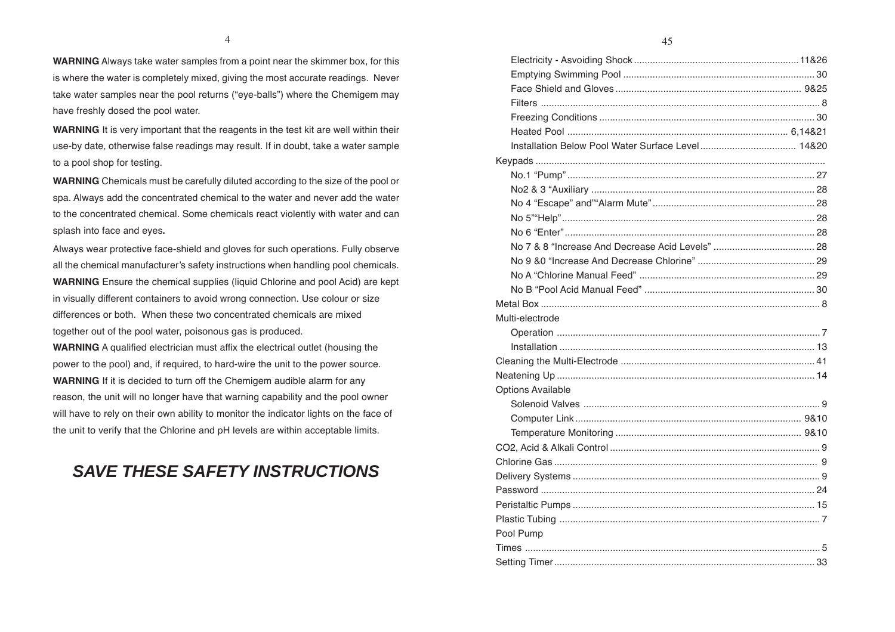**WARNING** Always take water samples from a point near the skimmer box, for this is where the water is completely mixed, giving the most accurate readings. Never take water samples near the pool returns ("eye-balls") where the Chemigem may have freshly dosed the pool water.

**WARNING** It is very important that the reagents in the test kit are well within their use-by date, otherwise false readings may result. If in doubt, take a water sample to a pool shop for testing.

**WARNING** Chemicals must be carefully diluted according to the size of the pool or spa. Always add the concentrated chemical to the water and never add the water to the concentrated chemical. Some chemicals react violently with water and can splash into face and eyes**.**

Always wear protective face-shield and gloves for such operations. Fully observe all the chemical manufacturer's safety instructions when handling pool chemicals.

**WARNING** Ensure the chemical supplies (liquid Chlorine and pool Acid) are kept in visually different containers to avoid wrong connection. Use colour or size differences or both. When these two concentrated chemicals are mixed together out of the pool water, poisonous gas is produced.

**WARNING** A qualified electrician must affix the electrical outlet (housing the power to the pool) and, if required, to hard-wire the unit to the power source.

**WARNING** If it is decided to turn off the Chemigem audible alarm for any reason, the unit will no longer have that warning capability and the pool owner will have to rely on their own ability to monitor the indicator lights on the face of the unit to verify that the Chlorine and pH levels are within acceptable limits.

## ***SAVE THESE SAFETY INSTRUCTIONS***

- Electricity - Asvoiding Shock ........ 11&26
- Emptying Swimming Pool ........ 30
- Face Shield and Gloves ........ 9&25
- Filters ........ 8
- Freezing Conditions ........ 30
- Heated Pool ........ 6,14&21
- Installation Below Pool Water Surface Level ........ 14&20

Keypads ........
- No.1 "Pump" ........ 27
- No2 & 3 "Auxiliary ........ 28
- No 4 "Escape" and""Alarm Mute" ........ 28
- No 5""Help" ........ 28
- No 6 "Enter" ........ 28
- No 7 & 8 "Increase And Decrease Acid Levels" ........ 28
- No 9 &0 "Increase And Decrease Chlorine" ........ 29
- No A "Chlorine Manual Feed" ........ 29
- No B "Pool Acid Manual Feed" ........ 30

Metal Box ........ 8

Multi-electrode
- Operation ........ 7
- Installation ........ 13

Cleaning the Multi-Electrode ........ 41

Neatening Up ........ 14

Options Available
- Solenoid Valves ........ 9
- Computer Link ........ 9&10
- Temperature Monitoring ........ 9&10

CO2, Acid & Alkali Control ........ 9

Chlorine Gas ........ 9

Delivery Systems ........ 9

Password ........ 24

Peristaltic Pumps ........ 15

Plastic Tubing ........ 7

Pool Pump

Times ........ 5

Setting Timer ........ 33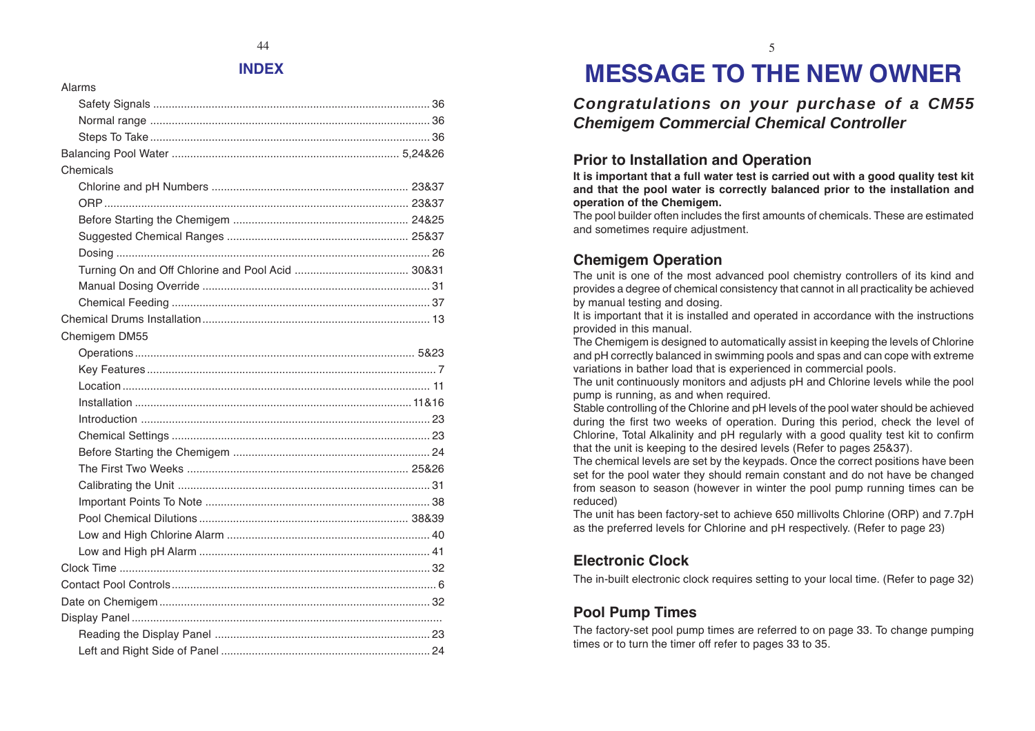## INDEX

Alarms

- Safety Signals ........................................................................................ 36
- Normal range .......................................................................................... 36
- Steps To Take .......................................................................................... 36

Balancing Pool Water ......................................................................... 5,24&26

Chemicals

- Chlorine and pH Numbers ............................................................... 23&37
- ORP .................................................................................................. 23&37
- Before Starting the Chemigem ......................................................... 24&25
- Suggested Chemical Ranges ........................................................... 25&37
- Dosing ..................................................................................................... 26
- Turning On and Off Chlorine and Pool Acid ..................................... 30&31
- Manual Dosing Override ......................................................................... 31
- Chemical Feeding ................................................................................... 37

Chemical Drums Installation ......................................................................... 13

Chemigem DM55

- Operations .......................................................................................... 5&23
- Key Features ............................................................................................. 7
- Location .................................................................................................. 11
- Installation ......................................................................................... 11&16
- Introduction ............................................................................................ 23
- Chemical Settings ................................................................................... 23
- Before Starting the Chemigem ................................................................ 24
- The First Two Weeks ........................................................................ 25&26
- Calibrating the Unit ................................................................................. 31
- Important Points To Note ........................................................................ 38
- Pool Chemical Dilutions ................................................................... 38&39
- Low and High Chlorine Alarm ................................................................. 40
- Low and High pH Alarm .......................................................................... 41

Clock Time .................................................................................................... 32

Contact Pool Controls ...................................................................................... 6

Date on Chemigem ........................................................................................ 32

Display Panel ...................................................................................................

- Reading the Display Panel ..................................................................... 23
- Left and Right Side of Panel ................................................................... 24

# MESSAGE TO THE NEW OWNER

***Congratulations on your purchase of a CM55 Chemigem Commercial Chemical Controller***

### Prior to Installation and Operation

**It is important that a full water test is carried out with a good quality test kit and that the pool water is correctly balanced prior to the installation and operation of the Chemigem.**

The pool builder often includes the first amounts of chemicals. These are estimated and sometimes require adjustment.

### Chemigem Operation

The unit is one of the most advanced pool chemistry controllers of its kind and provides a degree of chemical consistency that cannot in all practicality be achieved by manual testing and dosing.

It is important that it is installed and operated in accordance with the instructions provided in this manual.

The Chemigem is designed to automatically assist in keeping the levels of Chlorine and pH correctly balanced in swimming pools and spas and can cope with extreme variations in bather load that is experienced in commercial pools.

The unit continuously monitors and adjusts pH and Chlorine levels while the pool pump is running, as and when required.

Stable controlling of the Chlorine and pH levels of the pool water should be achieved during the first two weeks of operation. During this period, check the level of Chlorine, Total Alkalinity and pH regularly with a good quality test kit to confirm that the unit is keeping to the desired levels (Refer to pages 25&37).

The chemical levels are set by the keypads. Once the correct positions have been set for the pool water they should remain constant and do not have be changed from season to season (however in winter the pool pump running times can be reduced)

The unit has been factory-set to achieve 650 millivolts Chlorine (ORP) and 7.7pH as the preferred levels for Chlorine and pH respectively. (Refer to page 23)

### Electronic Clock

The in-built electronic clock requires setting to your local time. (Refer to page 32)

### Pool Pump Times

The factory-set pool pump times are referred to on page 33. To change pumping times or to turn the timer off refer to pages 33 to 35.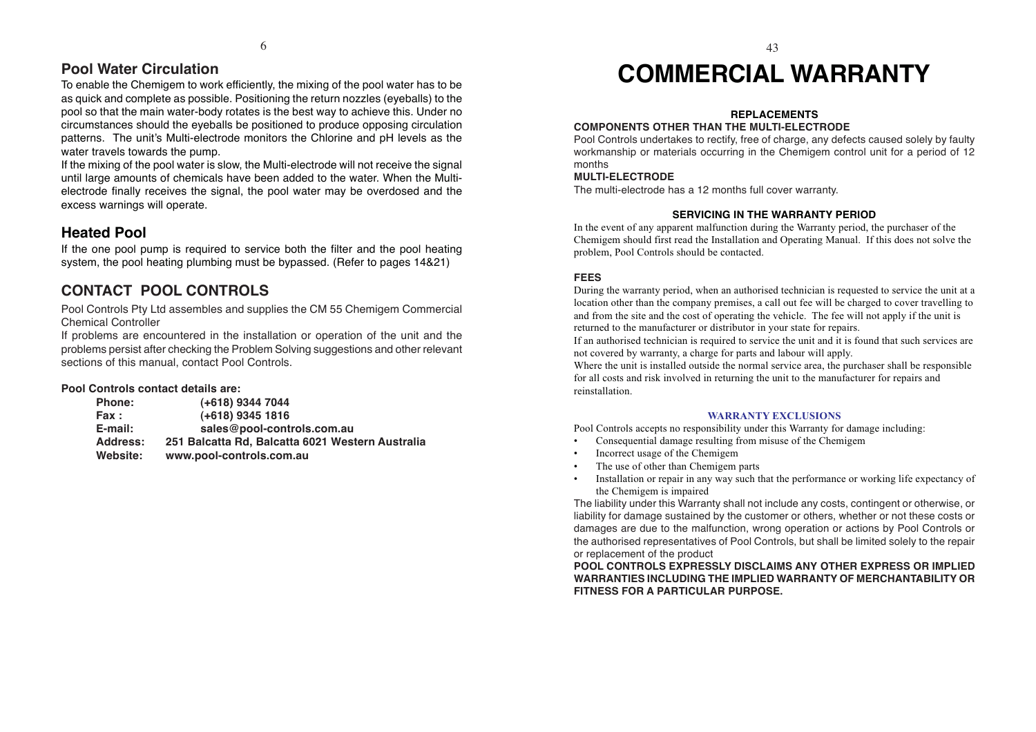## Pool Water Circulation

To enable the Chemigem to work efficiently, the mixing of the pool water has to be as quick and complete as possible. Positioning the return nozzles (eyeballs) to the pool so that the main water-body rotates is the best way to achieve this. Under no circumstances should the eyeballs be positioned to produce opposing circulation patterns. The unit's Multi-electrode monitors the Chlorine and pH levels as the water travels towards the pump.

If the mixing of the pool water is slow, the Multi-electrode will not receive the signal until large amounts of chemicals have been added to the water. When the Multi-electrode finally receives the signal, the pool water may be overdosed and the excess warnings will operate.

## Heated Pool

If the one pool pump is required to service both the filter and the pool heating system, the pool heating plumbing must be bypassed. (Refer to pages 14&21)

## CONTACT POOL CONTROLS

Pool Controls Pty Ltd assembles and supplies the CM 55 Chemigem Commercial Chemical Controller

If problems are encountered in the installation or operation of the unit and the problems persist after checking the Problem Solving suggestions and other relevant sections of this manual, contact Pool Controls.

**Pool Controls contact details are:**

| | |
|---|---|
| **Phone:** | **(+618) 9344 7044** |
| **Fax :** | **(+618) 9345 1816** |
| **E-mail:** | **sales@pool-controls.com.au** |
| **Address:** | **251 Balcatta Rd, Balcatta 6021 Western Australia** |
| **Website:** | **www.pool-controls.com.au** |

# COMMERCIAL WARRANTY

### REPLACEMENTS

**COMPONENTS OTHER THAN THE MULTI-ELECTRODE**

Pool Controls undertakes to rectify, free of charge, any defects caused solely by faulty workmanship or materials occurring in the Chemigem control unit for a period of 12 months

**MULTI-ELECTRODE**

The multi-electrode has a 12 months full cover warranty.

### SERVICING IN THE WARRANTY PERIOD

In the event of any apparent malfunction during the Warranty period, the purchaser of the Chemigem should first read the Installation and Operating Manual. If this does not solve the problem, Pool Controls should be contacted.

### FEES

During the warranty period, when an authorised technician is requested to service the unit at a location other than the company premises, a call out fee will be charged to cover travelling to and from the site and the cost of operating the vehicle. The fee will not apply if the unit is returned to the manufacturer or distributor in your state for repairs.

If an authorised technician is required to service the unit and it is found that such services are not covered by warranty, a charge for parts and labour will apply.

Where the unit is installed outside the normal service area, the purchaser shall be responsible for all costs and risk involved in returning the unit to the manufacturer for repairs and reinstallation.

### WARRANTY EXCLUSIONS

Pool Controls accepts no responsibility under this Warranty for damage including:

- Consequential damage resulting from misuse of the Chemigem
- Incorrect usage of the Chemigem
- The use of other than Chemigem parts
- Installation or repair in any way such that the performance or working life expectancy of the Chemigem is impaired

The liability under this Warranty shall not include any costs, contingent or otherwise, or liability for damage sustained by the customer or others, whether or not these costs or damages are due to the malfunction, wrong operation or actions by Pool Controls or the authorised representatives of Pool Controls, but shall be limited solely to the repair or replacement of the product

**POOL CONTROLS EXPRESSLY DISCLAIMS ANY OTHER EXPRESS OR IMPLIED WARRANTIES INCLUDING THE IMPLIED WARRANTY OF MERCHANTABILITY OR FITNESS FOR A PARTICULAR PURPOSE.**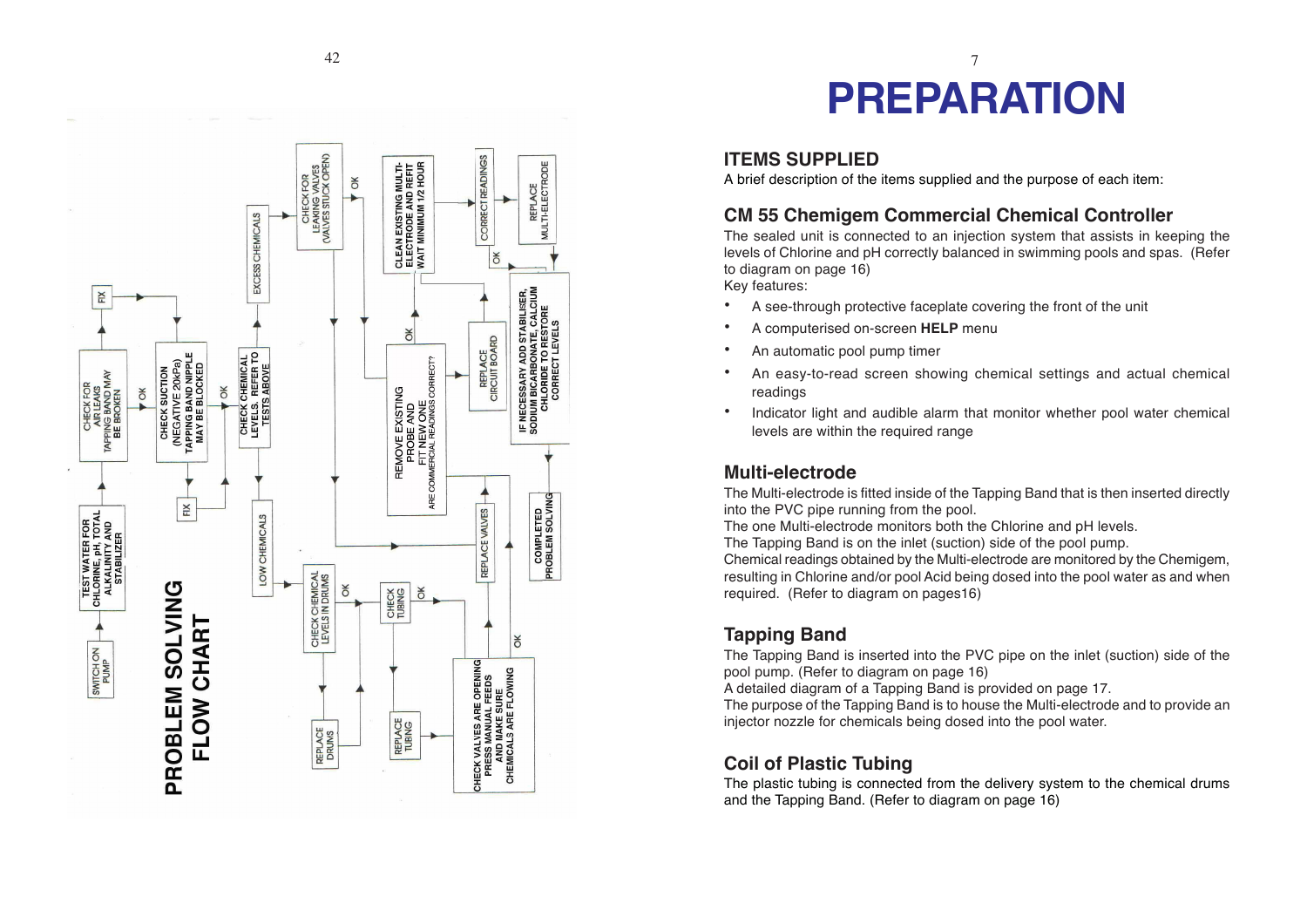# PROBLEM SOLVING FLOW CHART

- SWITCH ON PUMP
- TEST WATER FOR CHLORINE, pH, TOTAL ALKALINITY AND STABILIZER
- CHECK FOR AIR LEAKS TAPPING BAND MAY BE BROKEN
  - FIX
  - OK
- CHECK SUCTION (NEGATIVE 20kPa) TAPPING BAND NIPPLE MAY BE BLOCKED
  - FIX
  - OK
- CHECK CHEMICAL LEVELS, REFER TO TESTS ABOVE
  - EXCESS CHEMICALS
    - CHECK FOR LEAKING VALVES (VALVES STUCK OPEN)
    - OK
  - LOW CHEMICALS
    - CHECK CHEMICAL LEVELS IN DRUMS
      - REPLACE DRUMS
      - OK
    - CHECK TUBING
      - REPLACE TUBING
      - OK
    - CHECK VALVES ARE OPENING PRESS MANUAL FEEDS AND MAKE SURE CHEMICALS ARE FLOWING
      - REPLACE VALVES
      - OK
- REMOVE EXISTING PROBE AND FIT NEW ONE ARE COMMERCIAL READINGS CORRECT?
  - REPLACE CIRCUIT BOARD
  - OK
- CLEAN EXISTING MULTI-ELECTRODE AND REFIT WAIT MINIMUM 1/2 HOUR
  - CORRECT READINGS
  - REPLACE MULTI-ELECTRODE
  - OK
- IF NECESSARY ADD STABILISER, SODIUM BICARBONATE, CALCIUM CHLORIDE TO RESTORE CORRECT LEVELS
- COMPLETED PROBLEM SOLVING

# PREPARATION

## ITEMS SUPPLIED

A brief description of the items supplied and the purpose of each item:

## CM 55 Chemigem Commercial Chemical Controller

The sealed unit is connected to an injection system that assists in keeping the levels of Chlorine and pH correctly balanced in swimming pools and spas. (Refer to diagram on page 16)

Key features:

- A see-through protective faceplate covering the front of the unit
- A computerised on-screen **HELP** menu
- An automatic pool pump timer
- An easy-to-read screen showing chemical settings and actual chemical readings
- Indicator light and audible alarm that monitor whether pool water chemical levels are within the required range

## Multi-electrode

The Multi-electrode is fitted inside of the Tapping Band that is then inserted directly into the PVC pipe running from the pool.

The one Multi-electrode monitors both the Chlorine and pH levels.

The Tapping Band is on the inlet (suction) side of the pool pump.

Chemical readings obtained by the Multi-electrode are monitored by the Chemigem, resulting in Chlorine and/or pool Acid being dosed into the pool water as and when required. (Refer to diagram on pages16)

## Tapping Band

The Tapping Band is inserted into the PVC pipe on the inlet (suction) side of the pool pump. (Refer to diagram on page 16)

A detailed diagram of a Tapping Band is provided on page 17.

The purpose of the Tapping Band is to house the Multi-electrode and to provide an injector nozzle for chemicals being dosed into the pool water.

## Coil of Plastic Tubing

The plastic tubing is connected from the delivery system to the chemical drums and the Tapping Band. (Refer to diagram on page 16)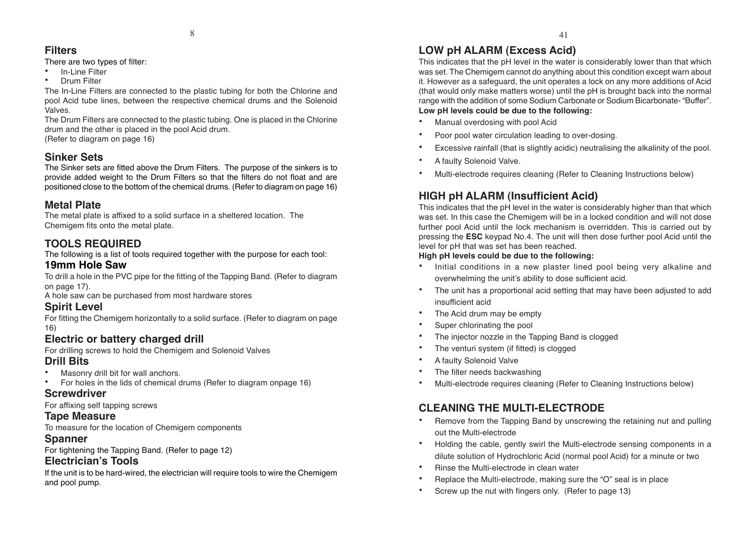## Filters

There are two types of filter:

- In-Line Filter
- Drum Filter

The In-Line Filters are connected to the plastic tubing for both the Chlorine and pool Acid tube lines, between the respective chemical drums and the Solenoid Valves.

The Drum Filters are connected to the plastic tubing. One is placed in the Chlorine drum and the other is placed in the pool Acid drum.

(Refer to diagram on page 16)

## Sinker Sets

The Sinker sets are fitted above the Drum Filters. The purpose of the sinkers is to provide added weight to the Drum Filters so that the filters do not float and are positioned close to the bottom of the chemical drums. (Refer to diagram on page 16)

## Metal Plate

The metal plate is affixed to a solid surface in a sheltered location. The Chemigem fits onto the metal plate.

## TOOLS REQUIRED

The following is a list of tools required together with the purpose for each tool:

### 19mm Hole Saw

To drill a hole in the PVC pipe for the fitting of the Tapping Band. (Refer to diagram on page 17).

A hole saw can be purchased from most hardware stores

### Spirit Level

For fitting the Chemigem horizontally to a solid surface. (Refer to diagram on page 16)

### Electric or battery charged drill

For drilling screws to hold the Chemigem and Solenoid Valves

### Drill Bits

- Masonry drill bit for wall anchors.
- For holes in the lids of chemical drums (Refer to diagram onpage 16)

### Screwdriver

For affixing self tapping screws

### Tape Measure

To measure for the location of Chemigem components

### Spanner

For tightening the Tapping Band. (Refer to page 12)

### Electrician's Tools

If the unit is to be hard-wired, the electrician will require tools to wire the Chemigem and pool pump.

## LOW pH ALARM (Excess Acid)

This indicates that the pH level in the water is considerably lower than that which was set. The Chemigem cannot do anything about this condition except warn about it. However as a safeguard, the unit operates a lock on any more additions of Acid (that would only make matters worse) until the pH is brought back into the normal range with the addition of some Sodium Carbonate or Sodium Bicarbonate- "Buffer".

**Low pH levels could be due to the following:**

- Manual overdosing with pool Acid
- Poor pool water circulation leading to over-dosing.
- Excessive rainfall (that is slightly acidic) neutralising the alkalinity of the pool.
- A faulty Solenoid Valve.
- Multi-electrode requires cleaning (Refer to Cleaning Instructions below)

## HIGH pH ALARM (Insufficient Acid)

This indicates that the pH level in the water is considerably higher than that which was set. In this case the Chemigem will be in a locked condition and will not dose further pool Acid until the lock mechanism is overridden. This is carried out by pressing the **ESC** keypad No.4. The unit will then dose further pool Acid until the level for pH that was set has been reached.

**High pH levels could be due to the following:**

- Initial conditions in a new plaster lined pool being very alkaline and overwhelming the unit's ability to dose sufficient acid.
- The unit has a proportional acid setting that may have been adjusted to add insufficient acid
- The Acid drum may be empty
- Super chlorinating the pool
- The injector nozzle in the Tapping Band is clogged
- The venturi system (if fitted) is clogged
- A faulty Solenoid Valve
- The filter needs backwashing
- Multi-electrode requires cleaning (Refer to Cleaning Instructions below)

## CLEANING THE MULTI-ELECTRODE

- Remove from the Tapping Band by unscrewing the retaining nut and pulling out the Multi-electrode
- Holding the cable, gently swirl the Multi-electrode sensing components in a dilute solution of Hydrochloric Acid (normal pool Acid) for a minute or two
- Rinse the Multi-electrode in clean water
- Replace the Multi-electrode, making sure the "O" seal is in place
- Screw up the nut with fingers only. (Refer to page 13)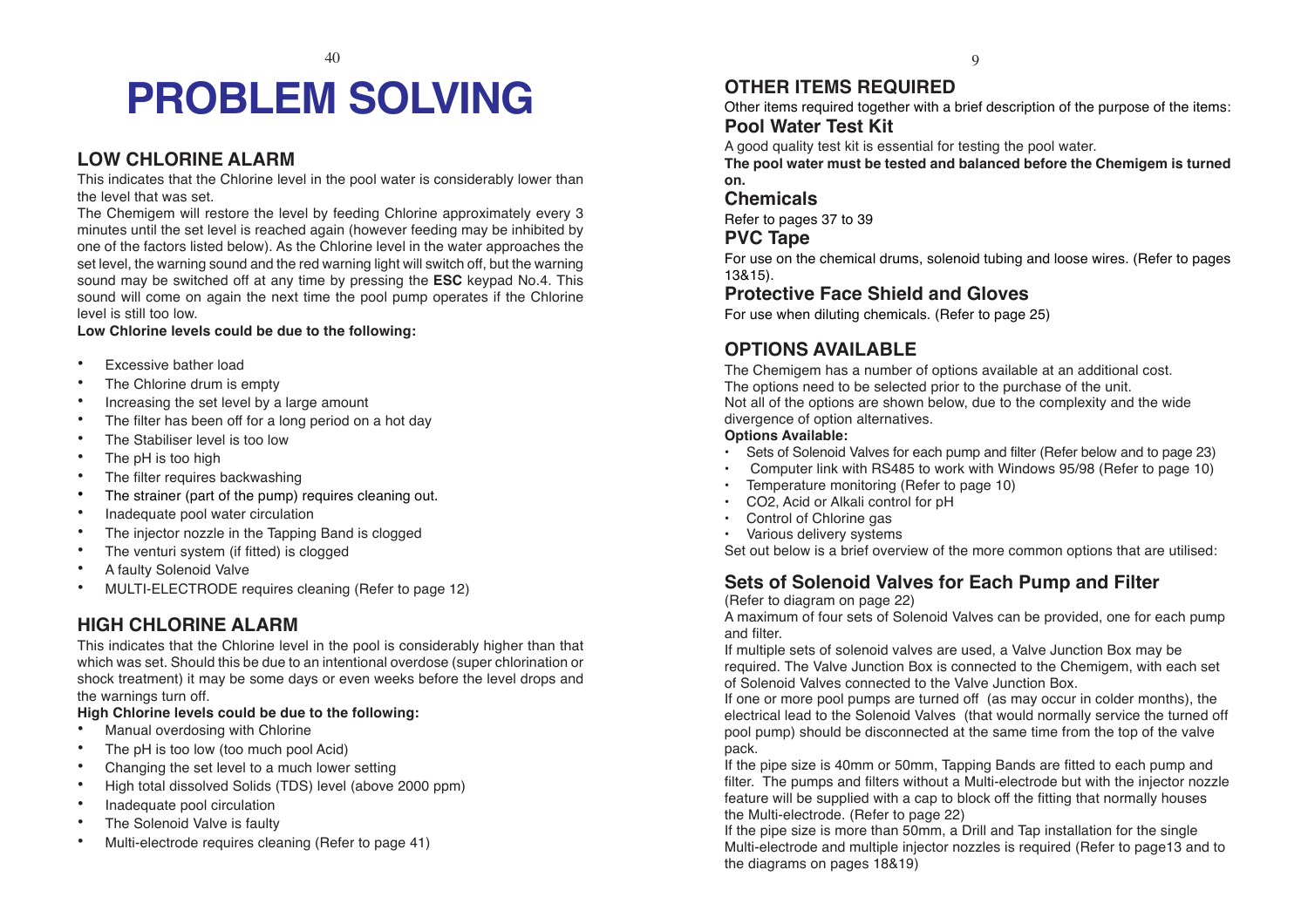# PROBLEM SOLVING

## LOW CHLORINE ALARM

This indicates that the Chlorine level in the pool water is considerably lower than the level that was set.

The Chemigem will restore the level by feeding Chlorine approximately every 3 minutes until the set level is reached again (however feeding may be inhibited by one of the factors listed below). As the Chlorine level in the water approaches the set level, the warning sound and the red warning light will switch off, but the warning sound may be switched off at any time by pressing the **ESC** keypad No.4. This sound will come on again the next time the pool pump operates if the Chlorine level is still too low.

**Low Chlorine levels could be due to the following:**

- Excessive bather load
- The Chlorine drum is empty
- Increasing the set level by a large amount
- The filter has been off for a long period on a hot day
- The Stabiliser level is too low
- The pH is too high
- The filter requires backwashing
- The strainer (part of the pump) requires cleaning out.
- Inadequate pool water circulation
- The injector nozzle in the Tapping Band is clogged
- The venturi system (if fitted) is clogged
- A faulty Solenoid Valve
- MULTI-ELECTRODE requires cleaning (Refer to page 12)

## HIGH CHLORINE ALARM

This indicates that the Chlorine level in the pool is considerably higher than that which was set. Should this be due to an intentional overdose (super chlorination or shock treatment) it may be some days or even weeks before the level drops and the warnings turn off.

**High Chlorine levels could be due to the following:**

- Manual overdosing with Chlorine
- The pH is too low (too much pool Acid)
- Changing the set level to a much lower setting
- High total dissolved Solids (TDS) level (above 2000 ppm)
- Inadequate pool circulation
- The Solenoid Valve is faulty
- Multi-electrode requires cleaning (Refer to page 41)

## OTHER ITEMS REQUIRED

Other items required together with a brief description of the purpose of the items:

### Pool Water Test Kit

A good quality test kit is essential for testing the pool water.

**The pool water must be tested and balanced before the Chemigem is turned on.**

### Chemicals

Refer to pages 37 to 39

### PVC Tape

For use on the chemical drums, solenoid tubing and loose wires. (Refer to pages 13&15).

### Protective Face Shield and Gloves

For use when diluting chemicals. (Refer to page 25)

## OPTIONS AVAILABLE

The Chemigem has a number of options available at an additional cost.
The options need to be selected prior to the purchase of the unit.
Not all of the options are shown below, due to the complexity and the wide divergence of option alternatives.

**Options Available:**

- Sets of Solenoid Valves for each pump and filter (Refer below and to page 23)
- Computer link with RS485 to work with Windows 95/98 (Refer to page 10)
- Temperature monitoring (Refer to page 10)
- CO2, Acid or Alkali control for pH
- Control of Chlorine gas
- Various delivery systems

Set out below is a brief overview of the more common options that are utilised:

### Sets of Solenoid Valves for Each Pump and Filter

(Refer to diagram on page 22)

A maximum of four sets of Solenoid Valves can be provided, one for each pump and filter.

If multiple sets of solenoid valves are used, a Valve Junction Box may be required. The Valve Junction Box is connected to the Chemigem, with each set of Solenoid Valves connected to the Valve Junction Box.

If one or more pool pumps are turned off (as may occur in colder months), the electrical lead to the Solenoid Valves (that would normally service the turned off pool pump) should be disconnected at the same time from the top of the valve pack.

If the pipe size is 40mm or 50mm, Tapping Bands are fitted to each pump and filter. The pumps and filters without a Multi-electrode but with the injector nozzle feature will be supplied with a cap to block off the fitting that normally houses the Multi-electrode. (Refer to page 22)

If the pipe size is more than 50mm, a Drill and Tap installation for the single Multi-electrode and multiple injector nozzles is required (Refer to page13 and to the diagrams on pages 18&19)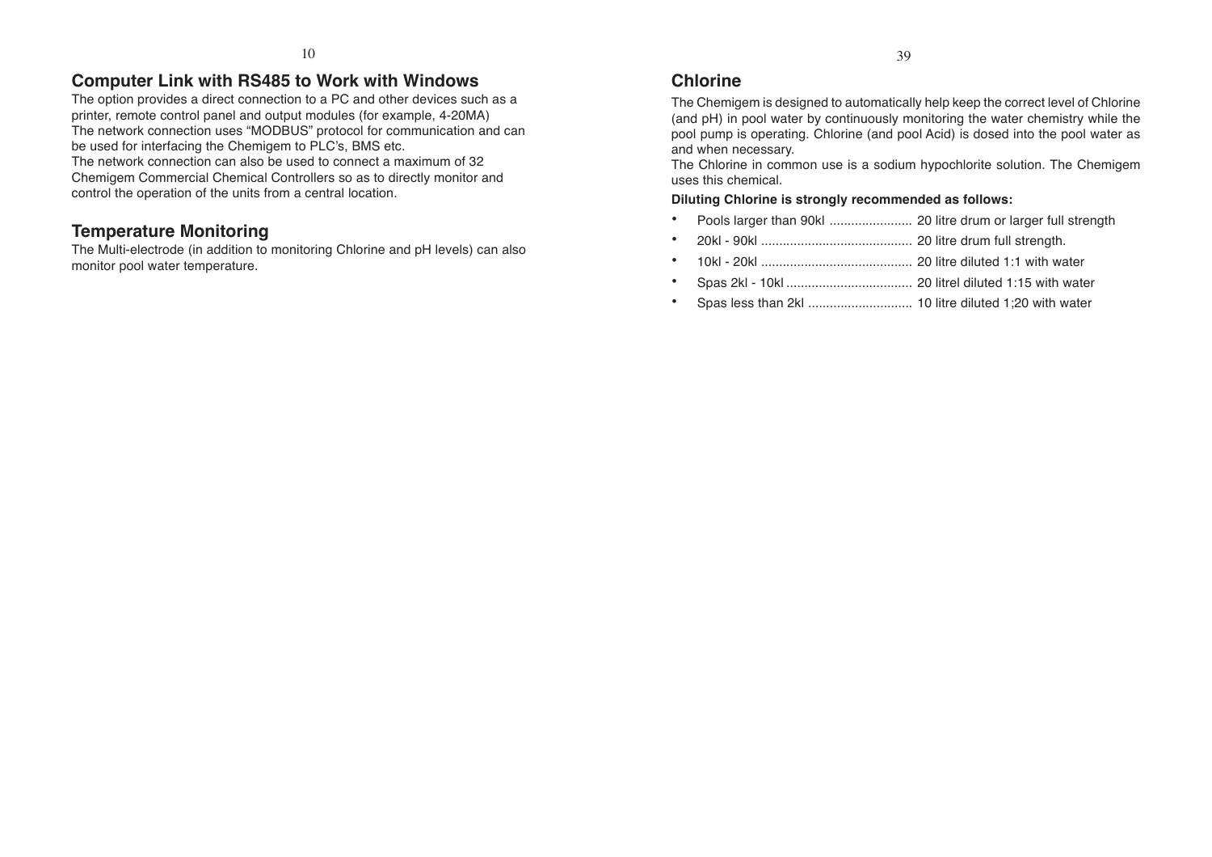## Computer Link with RS485 to Work with Windows

The option provides a direct connection to a PC and other devices such as a printer, remote control panel and output modules (for example, 4-20MA)
The network connection uses "MODBUS" protocol for communication and can be used for interfacing the Chemigem to PLC's, BMS etc.
The network connection can also be used to connect a maximum of 32 Chemigem Commercial Chemical Controllers so as to directly monitor and control the operation of the units from a central location.

## Temperature Monitoring

The Multi-electrode (in addition to monitoring Chlorine and pH levels) can also monitor pool water temperature.

## Chlorine

The Chemigem is designed to automatically help keep the correct level of Chlorine (and pH) in pool water by continuously monitoring the water chemistry while the pool pump is operating. Chlorine (and pool Acid) is dosed into the pool water as and when necessary.
The Chlorine in common use is a sodium hypochlorite solution. The Chemigem uses this chemical.

**Diluting Chlorine is strongly recommended as follows:**

- Pools larger than 90kl ....................... 20 litre drum or larger full strength
- 20kl - 90kl .......................................... 20 litre drum full strength.
- 10kl - 20kl .......................................... 20 litre diluted 1:1 with water
- Spas 2kl - 10kl .................................. 20 litrel diluted 1:15 with water
- Spas less than 2kl ............................ 10 litre diluted 1;20 with water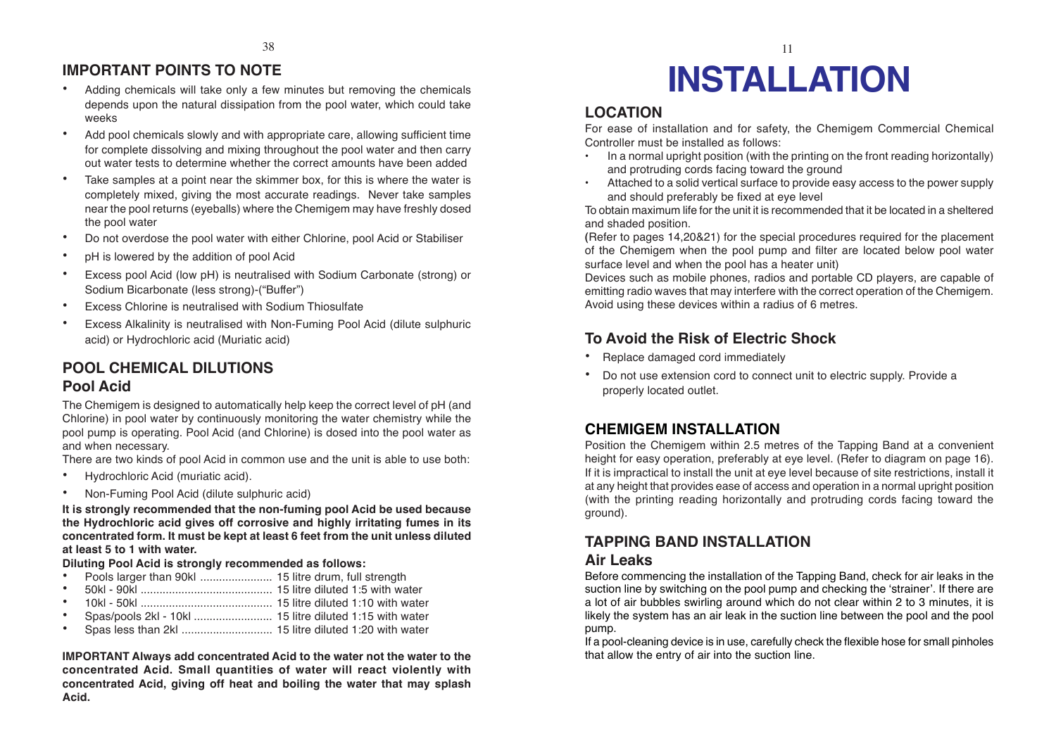## IMPORTANT POINTS TO NOTE

- Adding chemicals will take only a few minutes but removing the chemicals depends upon the natural dissipation from the pool water, which could take weeks
- Add pool chemicals slowly and with appropriate care, allowing sufficient time for complete dissolving and mixing throughout the pool water and then carry out water tests to determine whether the correct amounts have been added
- Take samples at a point near the skimmer box, for this is where the water is completely mixed, giving the most accurate readings. Never take samples near the pool returns (eyeballs) where the Chemigem may have freshly dosed the pool water
- Do not overdose the pool water with either Chlorine, pool Acid or Stabiliser
- pH is lowered by the addition of pool Acid
- Excess pool Acid (low pH) is neutralised with Sodium Carbonate (strong) or Sodium Bicarbonate (less strong)-("Buffer")
- Excess Chlorine is neutralised with Sodium Thiosulfate
- Excess Alkalinity is neutralised with Non-Fuming Pool Acid (dilute sulphuric acid) or Hydrochloric acid (Muriatic acid)

## POOL CHEMICAL DILUTIONS

### Pool Acid

The Chemigem is designed to automatically help keep the correct level of pH (and Chlorine) in pool water by continuously monitoring the water chemistry while the pool pump is operating. Pool Acid (and Chlorine) is dosed into the pool water as and when necessary.

There are two kinds of pool Acid in common use and the unit is able to use both:

- Hydrochloric Acid (muriatic acid).
- Non-Fuming Pool Acid (dilute sulphuric acid)

**It is strongly recommended that the non-fuming pool Acid be used because the Hydrochloric acid gives off corrosive and highly irritating fumes in its concentrated form. It must be kept at least 6 feet from the unit unless diluted at least 5 to 1 with water.**

**Diluting Pool Acid is strongly recommended as follows:**

- Pools larger than 90kl ....................... 15 litre drum, full strength
- 50kl - 90kl .......................................... 15 litre diluted 1:5 with water
- 10kl - 50kl .......................................... 15 litre diluted 1:10 with water
- Spas/pools 2kl - 10kl ......................... 15 litre diluted 1:15 with water
- Spas less than 2kl ............................. 15 litre diluted 1:20 with water

**IMPORTANT Always add concentrated Acid to the water not the water to the concentrated Acid. Small quantities of water will react violently with concentrated Acid, giving off heat and boiling the water that may splash Acid.**

# INSTALLATION

## LOCATION

For ease of installation and for safety, the Chemigem Commercial Chemical Controller must be installed as follows:

- In a normal upright position (with the printing on the front reading horizontally) and protruding cords facing toward the ground
- Attached to a solid vertical surface to provide easy access to the power supply and should preferably be fixed at eye level

To obtain maximum life for the unit it is recommended that it be located in a sheltered and shaded position.

(Refer to pages 14,20&21) for the special procedures required for the placement of the Chemigem when the pool pump and filter are located below pool water surface level and when the pool has a heater unit)

Devices such as mobile phones, radios and portable CD players, are capable of emitting radio waves that may interfere with the correct operation of the Chemigem. Avoid using these devices within a radius of 6 metres.

## To Avoid the Risk of Electric Shock

- Replace damaged cord immediately
- Do not use extension cord to connect unit to electric supply. Provide a properly located outlet.

## CHEMIGEM INSTALLATION

Position the Chemigem within 2.5 metres of the Tapping Band at a convenient height for easy operation, preferably at eye level. (Refer to diagram on page 16). If it is impractical to install the unit at eye level because of site restrictions, install it at any height that provides ease of access and operation in a normal upright position (with the printing reading horizontally and protruding cords facing toward the ground).

## TAPPING BAND INSTALLATION

### Air Leaks

Before commencing the installation of the Tapping Band, check for air leaks in the suction line by switching on the pool pump and checking the 'strainer'. If there are a lot of air bubbles swirling around which do not clear within 2 to 3 minutes, it is likely the system has an air leak in the suction line between the pool and the pool pump.

If a pool-cleaning device is in use, carefully check the flexible hose for small pinholes that allow the entry of air into the suction line.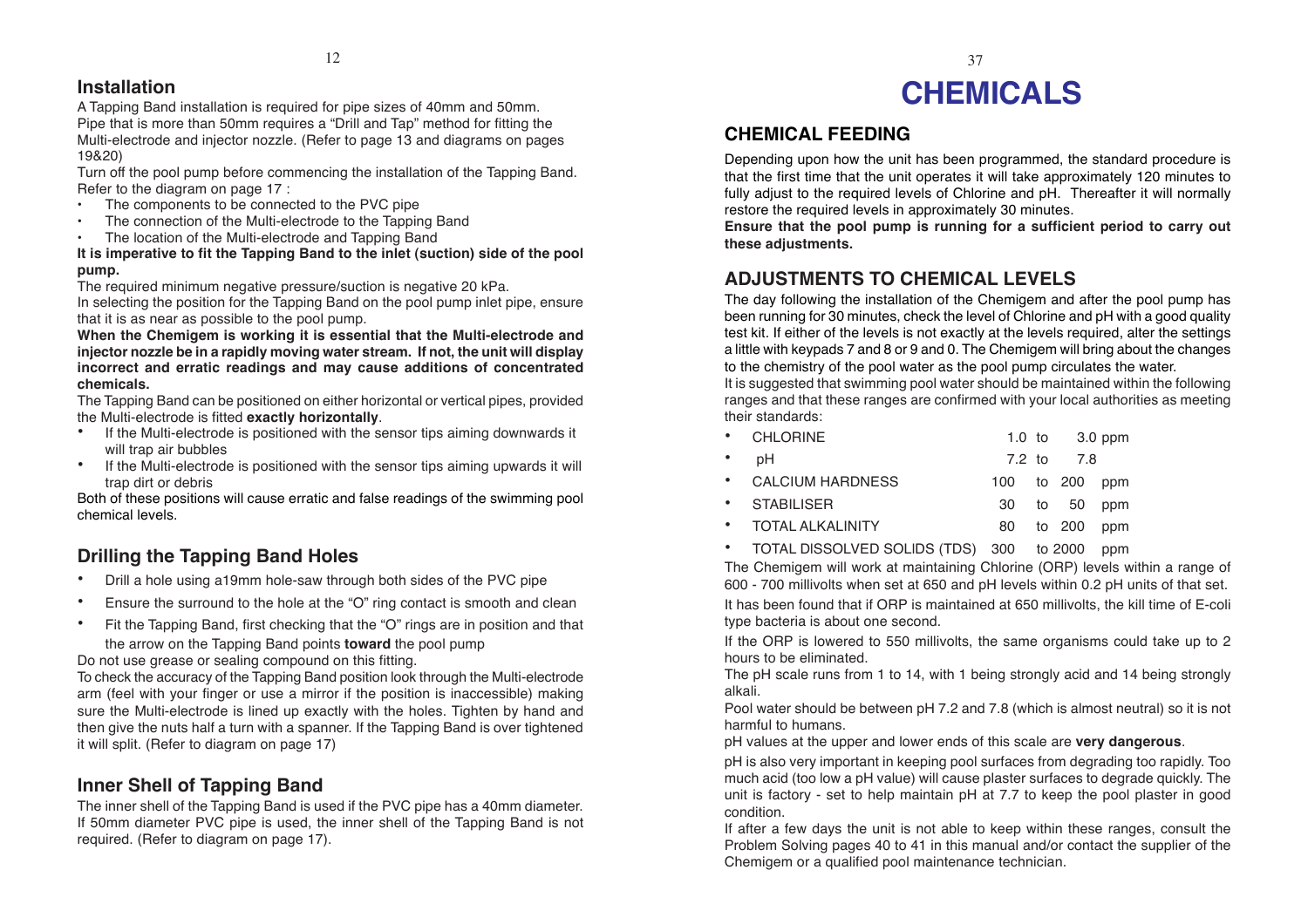## Installation

A Tapping Band installation is required for pipe sizes of 40mm and 50mm. Pipe that is more than 50mm requires a "Drill and Tap" method for fitting the Multi-electrode and injector nozzle. (Refer to page 13 and diagrams on pages 19&20)

Turn off the pool pump before commencing the installation of the Tapping Band. Refer to the diagram on page 17 :

- The components to be connected to the PVC pipe
- The connection of the Multi-electrode to the Tapping Band
- The location of the Multi-electrode and Tapping Band

**It is imperative to fit the Tapping Band to the inlet (suction) side of the pool pump.**

The required minimum negative pressure/suction is negative 20 kPa.

In selecting the position for the Tapping Band on the pool pump inlet pipe, ensure that it is as near as possible to the pool pump.

**When the Chemigem is working it is essential that the Multi-electrode and injector nozzle be in a rapidly moving water stream. If not, the unit will display incorrect and erratic readings and may cause additions of concentrated chemicals.**

The Tapping Band can be positioned on either horizontal or vertical pipes, provided the Multi-electrode is fitted **exactly horizontally**.

- If the Multi-electrode is positioned with the sensor tips aiming downwards it will trap air bubbles
- If the Multi-electrode is positioned with the sensor tips aiming upwards it will trap dirt or debris

Both of these positions will cause erratic and false readings of the swimming pool chemical levels.

## Drilling the Tapping Band Holes

- Drill a hole using a19mm hole-saw through both sides of the PVC pipe
- Ensure the surround to the hole at the "O" ring contact is smooth and clean
- Fit the Tapping Band, first checking that the "O" rings are in position and that the arrow on the Tapping Band points **toward** the pool pump

Do not use grease or sealing compound on this fitting.

To check the accuracy of the Tapping Band position look through the Multi-electrode arm (feel with your finger or use a mirror if the position is inaccessible) making sure the Multi-electrode is lined up exactly with the holes. Tighten by hand and then give the nuts half a turn with a spanner. If the Tapping Band is over tightened it will split. (Refer to diagram on page 17)

## Inner Shell of Tapping Band

The inner shell of the Tapping Band is used if the PVC pipe has a 40mm diameter. If 50mm diameter PVC pipe is used, the inner shell of the Tapping Band is not required. (Refer to diagram on page 17).

# CHEMICALS

## CHEMICAL FEEDING

Depending upon how the unit has been programmed, the standard procedure is that the first time that the unit operates it will take approximately 120 minutes to fully adjust to the required levels of Chlorine and pH. Thereafter it will normally restore the required levels in approximately 30 minutes.

**Ensure that the pool pump is running for a sufficient period to carry out these adjustments.**

## ADJUSTMENTS TO CHEMICAL LEVELS

The day following the installation of the Chemigem and after the pool pump has been running for 30 minutes, check the level of Chlorine and pH with a good quality test kit. If either of the levels is not exactly at the levels required, alter the settings a little with keypads 7 and 8 or 9 and 0. The Chemigem will bring about the changes to the chemistry of the pool water as the pool pump circulates the water.

It is suggested that swimming pool water should be maintained within the following ranges and that these ranges are confirmed with your local authorities as meeting their standards:

- CHLORINE 1.0 to 3.0 ppm
- pH 7.2 to 7.8
- CALCIUM HARDNESS 100 to 200 ppm
- STABILISER 30 to 50 ppm
- TOTAL ALKALINITY 80 to 200 ppm
- TOTAL DISSOLVED SOLIDS (TDS) 300 to 2000 ppm

The Chemigem will work at maintaining Chlorine (ORP) levels within a range of 600 - 700 millivolts when set at 650 and pH levels within 0.2 pH units of that set.

It has been found that if ORP is maintained at 650 millivolts, the kill time of E-coli type bacteria is about one second.

If the ORP is lowered to 550 millivolts, the same organisms could take up to 2 hours to be eliminated.

The pH scale runs from 1 to 14, with 1 being strongly acid and 14 being strongly alkali.

Pool water should be between pH 7.2 and 7.8 (which is almost neutral) so it is not harmful to humans.

pH values at the upper and lower ends of this scale are **very dangerous**.

pH is also very important in keeping pool surfaces from degrading too rapidly. Too much acid (too low a pH value) will cause plaster surfaces to degrade quickly. The unit is factory - set to help maintain pH at 7.7 to keep the pool plaster in good condition.

If after a few days the unit is not able to keep within these ranges, consult the Problem Solving pages 40 to 41 in this manual and/or contact the supplier of the Chemigem or a qualified pool maintenance technician.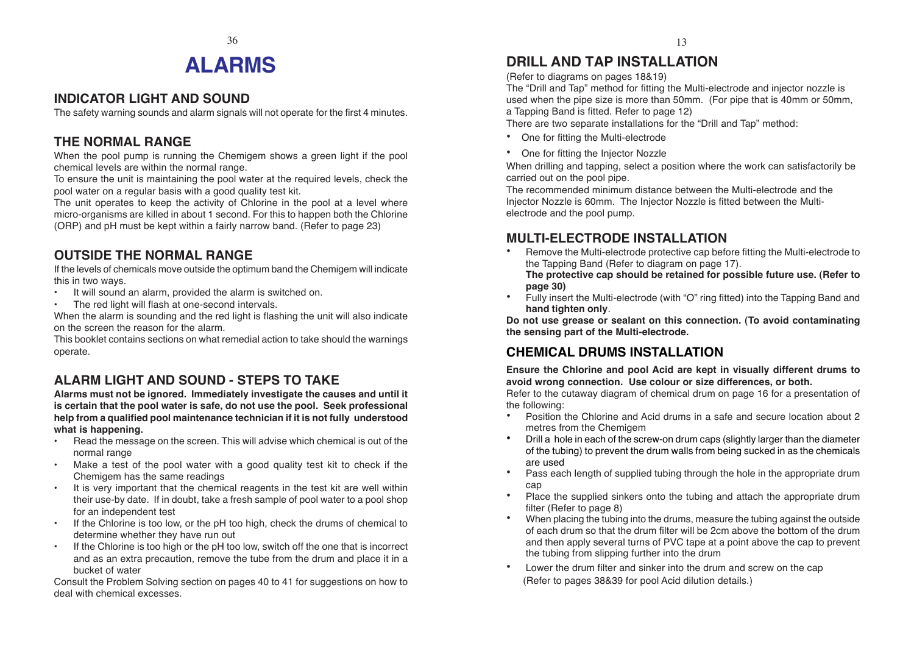# ALARMS

## INDICATOR LIGHT AND SOUND

The safety warning sounds and alarm signals will not operate for the first 4 minutes.

## THE NORMAL RANGE

When the pool pump is running the Chemigem shows a green light if the pool chemical levels are within the normal range.

To ensure the unit is maintaining the pool water at the required levels, check the pool water on a regular basis with a good quality test kit.

The unit operates to keep the activity of Chlorine in the pool at a level where micro-organisms are killed in about 1 second. For this to happen both the Chlorine (ORP) and pH must be kept within a fairly narrow band. (Refer to page 23)

## OUTSIDE THE NORMAL RANGE

If the levels of chemicals move outside the optimum band the Chemigem will indicate this in two ways.

- It will sound an alarm, provided the alarm is switched on.
- The red light will flash at one-second intervals.

When the alarm is sounding and the red light is flashing the unit will also indicate on the screen the reason for the alarm.

This booklet contains sections on what remedial action to take should the warnings operate.

## ALARM LIGHT AND SOUND - STEPS TO TAKE

**Alarms must not be ignored. Immediately investigate the causes and until it is certain that the pool water is safe, do not use the pool. Seek professional help from a qualified pool maintenance technician if it is not fully understood what is happening.**

- Read the message on the screen. This will advise which chemical is out of the normal range
- Make a test of the pool water with a good quality test kit to check if the Chemigem has the same readings
- It is very important that the chemical reagents in the test kit are well within their use-by date. If in doubt, take a fresh sample of pool water to a pool shop for an independent test
- If the Chlorine is too low, or the pH too high, check the drums of chemical to determine whether they have run out
- If the Chlorine is too high or the pH too low, switch off the one that is incorrect and as an extra precaution, remove the tube from the drum and place it in a bucket of water

Consult the Problem Solving section on pages 40 to 41 for suggestions on how to deal with chemical excesses.

## DRILL AND TAP INSTALLATION

(Refer to diagrams on pages 18&19)

The "Drill and Tap" method for fitting the Multi-electrode and injector nozzle is used when the pipe size is more than 50mm. (For pipe that is 40mm or 50mm, a Tapping Band is fitted. Refer to page 12)

There are two separate installations for the "Drill and Tap" method:

- One for fitting the Multi-electrode
- One for fitting the Injector Nozzle

When drilling and tapping, select a position where the work can satisfactorily be carried out on the pool pipe.

The recommended minimum distance between the Multi-electrode and the Injector Nozzle is 60mm. The Injector Nozzle is fitted between the Multi-electrode and the pool pump.

## MULTI-ELECTRODE INSTALLATION

- Remove the Multi-electrode protective cap before fitting the Multi-electrode to the Tapping Band (Refer to diagram on page 17).
  **The protective cap should be retained for possible future use. (Refer to page 30)**
- Fully insert the Multi-electrode (with "O" ring fitted) into the Tapping Band and **hand tighten only**.

**Do not use grease or sealant on this connection. (To avoid contaminating the sensing part of the Multi-electrode.**

## CHEMICAL DRUMS INSTALLATION

**Ensure the Chlorine and pool Acid are kept in visually different drums to avoid wrong connection. Use colour or size differences, or both.**

Refer to the cutaway diagram of chemical drum on page 16 for a presentation of the following:

- Position the Chlorine and Acid drums in a safe and secure location about 2 metres from the Chemigem
- Drill a hole in each of the screw-on drum caps (slightly larger than the diameter of the tubing) to prevent the drum walls from being sucked in as the chemicals are used
- Pass each length of supplied tubing through the hole in the appropriate drum cap
- Place the supplied sinkers onto the tubing and attach the appropriate drum filter (Refer to page 8)
- When placing the tubing into the drums, measure the tubing against the outside of each drum so that the drum filter will be 2cm above the bottom of the drum and then apply several turns of PVC tape at a point above the cap to prevent the tubing from slipping further into the drum
- Lower the drum filter and sinker into the drum and screw on the cap
  (Refer to pages 38&39 for pool Acid dilution details.)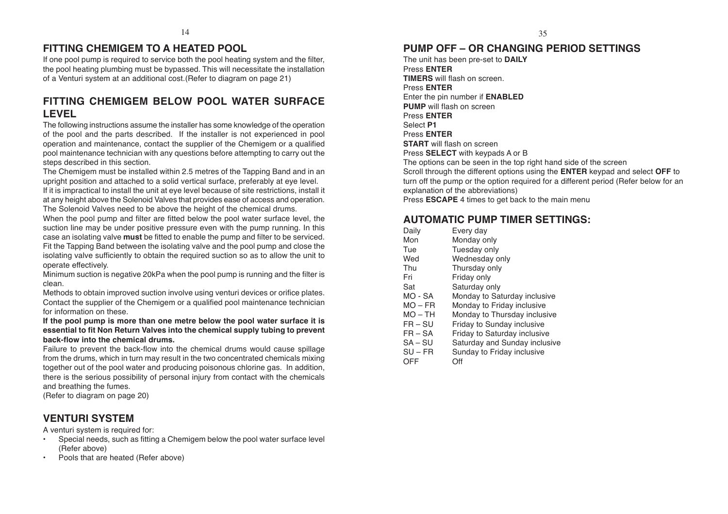## FITTING CHEMIGEM TO A HEATED POOL

If one pool pump is required to service both the pool heating system and the filter, the pool heating plumbing must be bypassed. This will necessitate the installation of a Venturi system at an additional cost.(Refer to diagram on page 21)

## FITTING CHEMIGEM BELOW POOL WATER SURFACE LEVEL

The following instructions assume the installer has some knowledge of the operation of the pool and the parts described. If the installer is not experienced in pool operation and maintenance, contact the supplier of the Chemigem or a qualified pool maintenance technician with any questions before attempting to carry out the steps described in this section.

The Chemigem must be installed within 2.5 metres of the Tapping Band and in an upright position and attached to a solid vertical surface, preferably at eye level.

If it is impractical to install the unit at eye level because of site restrictions, install it at any height above the Solenoid Valves that provides ease of access and operation. The Solenoid Valves need to be above the height of the chemical drums.

When the pool pump and filter are fitted below the pool water surface level, the suction line may be under positive pressure even with the pump running. In this case an isolating valve **must** be fitted to enable the pump and filter to be serviced. Fit the Tapping Band between the isolating valve and the pool pump and close the isolating valve sufficiently to obtain the required suction so as to allow the unit to operate effectively.

Minimum suction is negative 20kPa when the pool pump is running and the filter is clean.

Methods to obtain improved suction involve using venturi devices or orifice plates. Contact the supplier of the Chemigem or a qualified pool maintenance technician for information on these.

**If the pool pump is more than one metre below the pool water surface it is essential to fit Non Return Valves into the chemical supply tubing to prevent back-flow into the chemical drums.**

Failure to prevent the back-flow into the chemical drums would cause spillage from the drums, which in turn may result in the two concentrated chemicals mixing together out of the pool water and producing poisonous chlorine gas. In addition, there is the serious possibility of personal injury from contact with the chemicals and breathing the fumes.

(Refer to diagram on page 20)

## VENTURI SYSTEM

A venturi system is required for:

- Special needs, such as fitting a Chemigem below the pool water surface level (Refer above)
- Pools that are heated (Refer above)

## PUMP OFF – OR CHANGING PERIOD SETTINGS

The unit has been pre-set to **DAILY**
Press **ENTER**
**TIMERS** will flash on screen.
Press **ENTER**
Enter the pin number if **ENABLED**
**PUMP** will flash on screen
Press **ENTER**
Select **P1**
Press **ENTER**
**START** will flash on screen
Press **SELECT** with keypads A or B
The options can be seen in the top right hand side of the screen
Scroll through the different options using the **ENTER** keypad and select **OFF** to turn off the pump or the option required for a different period (Refer below for an explanation of the abbreviations)
Press **ESCAPE** 4 times to get back to the main menu

## AUTOMATIC PUMP TIMER SETTINGS:

| | |
|---|---|
| Daily | Every day |
| Mon | Monday only |
| Tue | Tuesday only |
| Wed | Wednesday only |
| Thu | Thursday only |
| Fri | Friday only |
| Sat | Saturday only |
| MO - SA | Monday to Saturday inclusive |
| MO – FR | Monday to Friday inclusive |
| MO – TH | Monday to Thursday inclusive |
| FR – SU | Friday to Sunday inclusive |
| FR – SA | Friday to Saturday inclusive |
| SA – SU | Saturday and Sunday inclusive |
| SU – FR | Sunday to Friday inclusive |
| OFF | Off |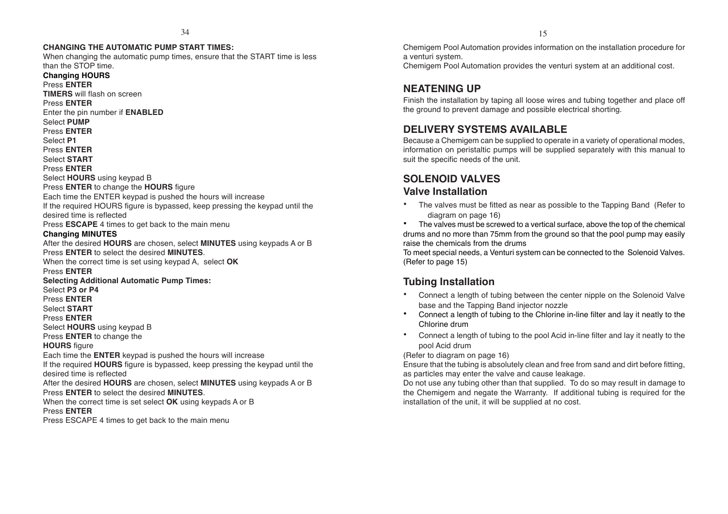**CHANGING THE AUTOMATIC PUMP START TIMES:**

When changing the automatic pump times, ensure that the START time is less than the STOP time.

**Changing HOURS**

Press **ENTER**
**TIMERS** will flash on screen
Press **ENTER**
Enter the pin number if **ENABLED**
Select **PUMP**
Press **ENTER**
Select **P1**
Press **ENTER**
Select **START**
Press **ENTER**
Select **HOURS** using keypad B
Press **ENTER** to change the **HOURS** figure
Each time the ENTER keypad is pushed the hours will increase
If the required HOURS figure is bypassed, keep pressing the keypad until the desired time is reflected
Press **ESCAPE** 4 times to get back to the main menu

**Changing MINUTES**

After the desired **HOURS** are chosen, select **MINUTES** using keypads A or B
Press **ENTER** to select the desired **MINUTES**.
When the correct time is set using keypad A, select **OK**
Press **ENTER**

**Selecting Additional Automatic Pump Times:**

Select **P3 or P4**
Press **ENTER**
Select **START**
Press **ENTER**
Select **HOURS** using keypad B
Press **ENTER** to change the **HOURS** figure
Each time the **ENTER** keypad is pushed the hours will increase
If the required **HOURS** figure is bypassed, keep pressing the keypad until the desired time is reflected
After the desired **HOURS** are chosen, select **MINUTES** using keypads A or B
Press **ENTER** to select the desired **MINUTES**.
When the correct time is set select **OK** using keypads A or B
Press **ENTER**
Press ESCAPE 4 times to get back to the main menu

Chemigem Pool Automation provides information on the installation procedure for a venturi system.
Chemigem Pool Automation provides the venturi system at an additional cost.

## NEATENING UP

Finish the installation by taping all loose wires and tubing together and place off the ground to prevent damage and possible electrical shorting.

## DELIVERY SYSTEMS AVAILABLE

Because a Chemigem can be supplied to operate in a variety of operational modes, information on peristaltic pumps will be supplied separately with this manual to suit the specific needs of the unit.

## SOLENOID VALVES

### Valve Installation

- The valves must be fitted as near as possible to the Tapping Band (Refer to diagram on page 16)
- The valves must be screwed to a vertical surface, above the top of the chemical drums and no more than 75mm from the ground so that the pool pump may easily raise the chemicals from the drums

To meet special needs, a Venturi system can be connected to the Solenoid Valves. (Refer to page 15)

### Tubing Installation

- Connect a length of tubing between the center nipple on the Solenoid Valve base and the Tapping Band injector nozzle
- Connect a length of tubing to the Chlorine in-line filter and lay it neatly to the Chlorine drum
- Connect a length of tubing to the pool Acid in-line filter and lay it neatly to the pool Acid drum

(Refer to diagram on page 16)

Ensure that the tubing is absolutely clean and free from sand and dirt before fitting, as particles may enter the valve and cause leakage.

Do not use any tubing other than that supplied. To do so may result in damage to the Chemigem and negate the Warranty. If additional tubing is required for the installation of the unit, it will be supplied at no cost.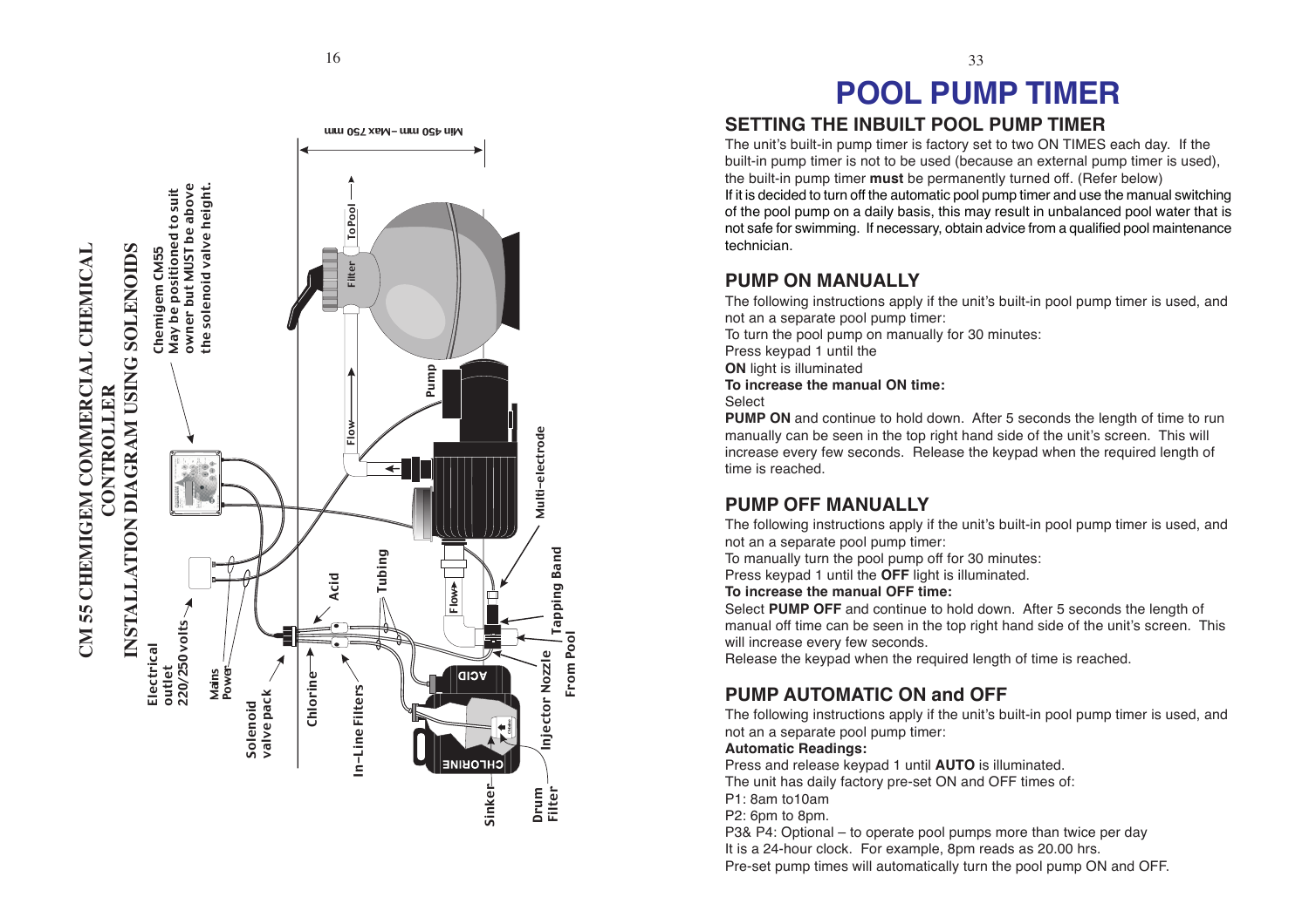# CM 55 CHEMIGEM COMMERCIAL CHEMICAL CONTROLLER

## INSTALLATION DIAGRAM USING SOLENOIDS

Chemigem CM55 May be positioned to suit owner but MUST be above the solenoid valve height.

Min 450 mm – Max 750 mm

To Pool

Filter

Pump

Flow

Multi-electrode

Tapping Band

From Pool

Injector Nozzle

Electrical outlet 220/250 volts

Mains Power

Solenoid valve pack

Chlorine

Acid

Tubing

In-Line Filters

ACID

CHLORINE

Sinker

Drum Filter

# POOL PUMP TIMER

## SETTING THE INBUILT POOL PUMP TIMER

The unit's built-in pump timer is factory set to two ON TIMES each day. If the built-in pump timer is not to be used (because an external pump timer is used), the built-in pump timer **must** be permanently turned off. (Refer below)
If it is decided to turn off the automatic pool pump timer and use the manual switching of the pool pump on a daily basis, this may result in unbalanced pool water that is not safe for swimming. If necessary, obtain advice from a qualified pool maintenance technician.

## PUMP ON MANUALLY

The following instructions apply if the unit's built-in pool pump timer is used, and not an a separate pool pump timer:
To turn the pool pump on manually for 30 minutes:
Press keypad 1 until the
**ON** light is illuminated
**To increase the manual ON time:**
Select
**PUMP ON** and continue to hold down. After 5 seconds the length of time to run manually can be seen in the top right hand side of the unit's screen. This will increase every few seconds. Release the keypad when the required length of time is reached.

## PUMP OFF MANUALLY

The following instructions apply if the unit's built-in pool pump timer is used, and not an a separate pool pump timer:
To manually turn the pool pump off for 30 minutes:
Press keypad 1 until the **OFF** light is illuminated.
**To increase the manual OFF time:**
Select **PUMP OFF** and continue to hold down. After 5 seconds the length of manual off time can be seen in the top right hand side of the unit's screen. This will increase every few seconds.
Release the keypad when the required length of time is reached.

## PUMP AUTOMATIC ON and OFF

The following instructions apply if the unit's built-in pool pump timer is used, and not an a separate pool pump timer:
**Automatic Readings:**
Press and release keypad 1 until **AUTO** is illuminated.
The unit has daily factory pre-set ON and OFF times of:
P1: 8am to10am
P2: 6pm to 8pm.
P3& P4: Optional – to operate pool pumps more than twice per day
It is a 24-hour clock. For example, 8pm reads as 20.00 hrs.
Pre-set pump times will automatically turn the pool pump ON and OFF.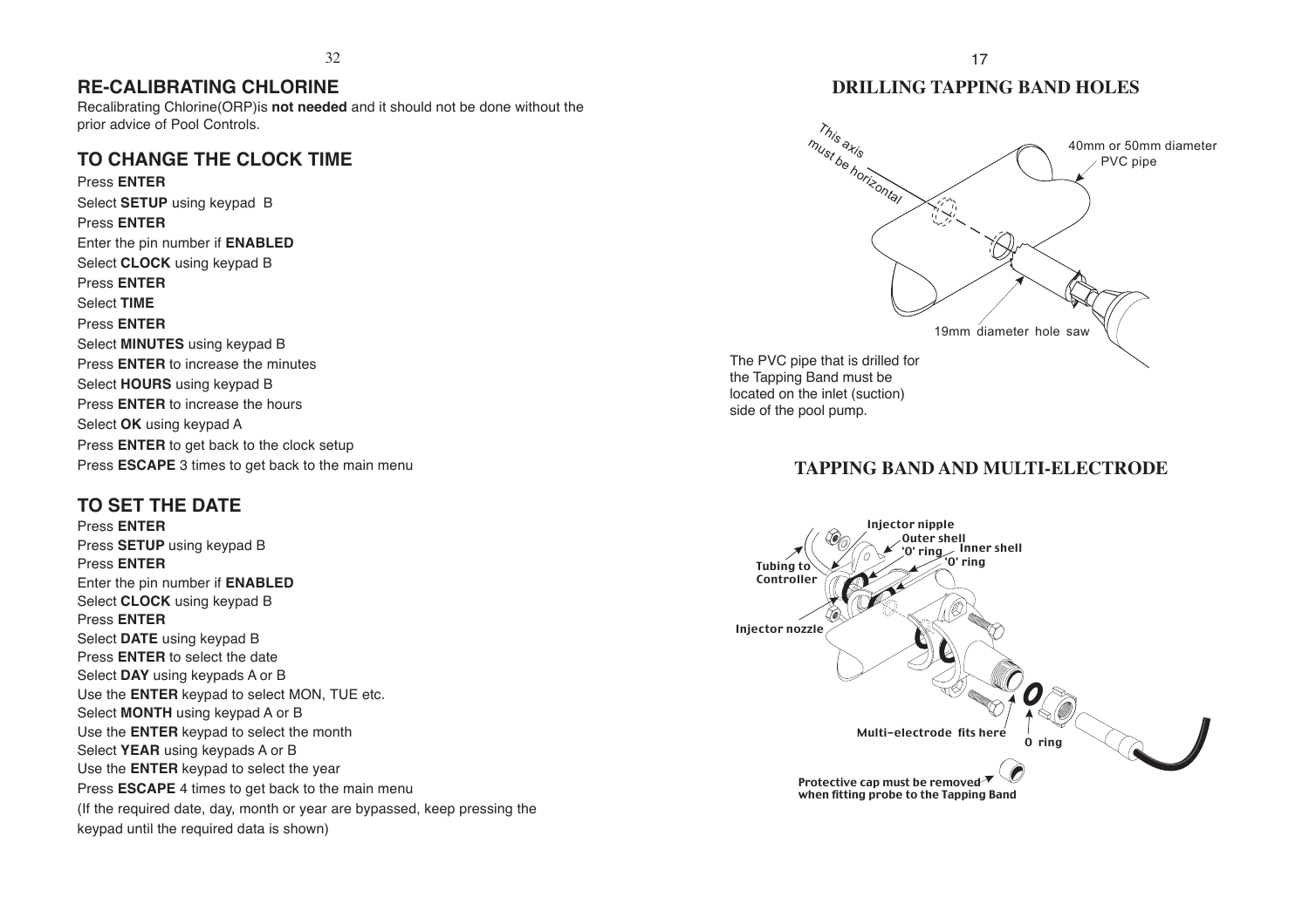## RE-CALIBRATING CHLORINE

Recalibrating Chlorine(ORP)is **not needed** and it should not be done without the prior advice of Pool Controls.

## TO CHANGE THE CLOCK TIME

Press **ENTER**
Select **SETUP** using keypad B
Press **ENTER**
Enter the pin number if **ENABLED**
Select **CLOCK** using keypad B
Press **ENTER**
Select **TIME**
Press **ENTER**
Select **MINUTES** using keypad B
Press **ENTER** to increase the minutes
Select **HOURS** using keypad B
Press **ENTER** to increase the hours
Select **OK** using keypad A
Press **ENTER** to get back to the clock setup
Press **ESCAPE** 3 times to get back to the main menu

## TO SET THE DATE

Press **ENTER**
Press **SETUP** using keypad B
Press **ENTER**
Enter the pin number if **ENABLED**
Select **CLOCK** using keypad B
Press **ENTER**
Select **DATE** using keypad B
Press **ENTER** to select the date
Select **DAY** using keypads A or B
Use the **ENTER** keypad to select MON, TUE etc.
Select **MONTH** using keypad A or B
Use the **ENTER** keypad to select the month
Select **YEAR** using keypads A or B
Use the **ENTER** keypad to select the year
Press **ESCAPE** 4 times to get back to the main menu
(If the required date, day, month or year are bypassed, keep pressing the keypad until the required data is shown)

## DRILLING TAPPING BAND HOLES

This axis must be horizontal

40mm or 50mm diameter PVC pipe

19mm diameter hole saw

The PVC pipe that is drilled for the Tapping Band must be located on the inlet (suction) side of the pool pump.

## TAPPING BAND AND MULTI-ELECTRODE

Injector nipple
Outer shell 'O' ring
Inner shell 'O' ring
Tubing to Controller
Injector nozzle
Multi-electrode fits here
O ring

Protective cap must be removed when fitting probe to the Tapping Band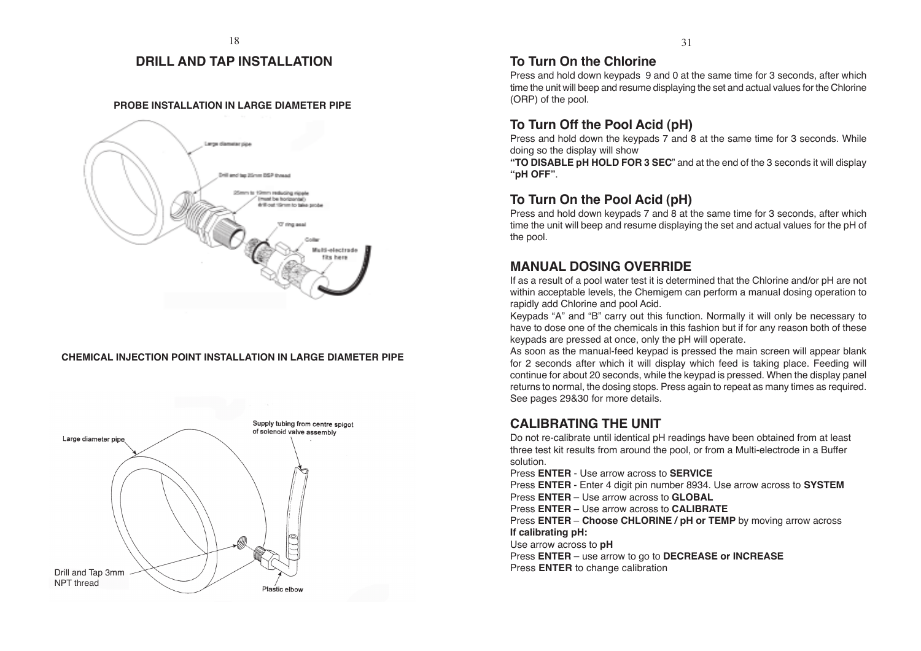# DRILL AND TAP INSTALLATION

### PROBE INSTALLATION IN LARGE DIAMETER PIPE

Large diameter pipe

Drill and tap 25mm BSP thread

25mm to 19mm reducing nipple (must be horizontal) drill out 19mm to take probe

'O' ring seal

Collar

Multi-electrode fits here

### CHEMICAL INJECTION POINT INSTALLATION IN LARGE DIAMETER PIPE

Large diameter pipe

Supply tubing from centre spigot of solenoid valve assembly

Drill and Tap 3mm NPT thread

Plastic elbow

## To Turn On the Chlorine

Press and hold down keypads 9 and 0 at the same time for 3 seconds, after which time the unit will beep and resume displaying the set and actual values for the Chlorine (ORP) of the pool.

## To Turn Off the Pool Acid (pH)

Press and hold down the keypads 7 and 8 at the same time for 3 seconds. While doing so the display will show

**"TO DISABLE pH HOLD FOR 3 SEC"** and at the end of the 3 seconds it will display **"pH OFF"**.

## To Turn On the Pool Acid (pH)

Press and hold down keypads 7 and 8 at the same time for 3 seconds, after which time the unit will beep and resume displaying the set and actual values for the pH of the pool.

## MANUAL DOSING OVERRIDE

If as a result of a pool water test it is determined that the Chlorine and/or pH are not within acceptable levels, the Chemigem can perform a manual dosing operation to rapidly add Chlorine and pool Acid.

Keypads "A" and "B" carry out this function. Normally it will only be necessary to have to dose one of the chemicals in this fashion but if for any reason both of these keypads are pressed at once, only the pH will operate.

As soon as the manual-feed keypad is pressed the main screen will appear blank for 2 seconds after which it will display which feed is taking place. Feeding will continue for about 20 seconds, while the keypad is pressed. When the display panel returns to normal, the dosing stops. Press again to repeat as many times as required. See pages 29&30 for more details.

## CALIBRATING THE UNIT

Do not re-calibrate until identical pH readings have been obtained from at least three test kit results from around the pool, or from a Multi-electrode in a Buffer solution.

Press **ENTER** - Use arrow across to **SERVICE**

Press **ENTER** - Enter 4 digit pin number 8934. Use arrow across to **SYSTEM**

Press **ENTER** – Use arrow across to **GLOBAL**

Press **ENTER** – Use arrow across to **CALIBRATE**

Press **ENTER** – **Choose CHLORINE / pH or TEMP** by moving arrow across

**If calibrating pH:**

Use arrow across to **pH**

Press **ENTER** – use arrow to go to **DECREASE or INCREASE**

Press **ENTER** to change calibration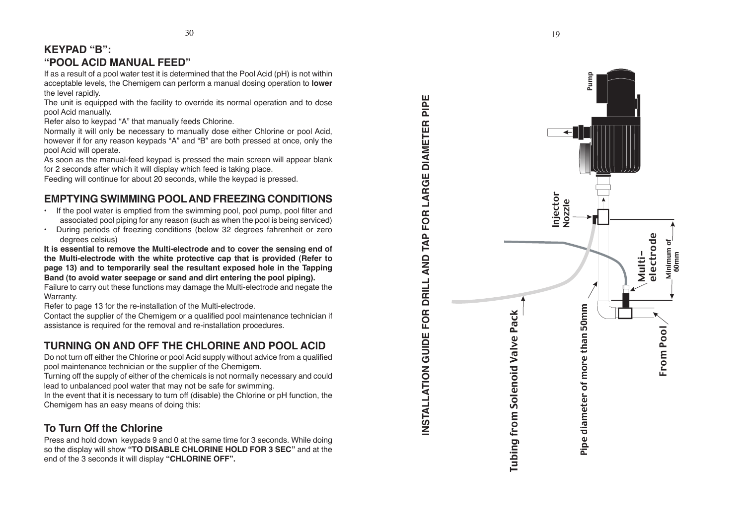## KEYPAD "B":
## "POOL ACID MANUAL FEED"

If as a result of a pool water test it is determined that the Pool Acid (pH) is not within acceptable levels, the Chemigem can perform a manual dosing operation to **lower** the level rapidly.

The unit is equipped with the facility to override its normal operation and to dose pool Acid manually.

Refer also to keypad "A" that manually feeds Chlorine.

Normally it will only be necessary to manually dose either Chlorine or pool Acid, however if for any reason keypads "A" and "B" are both pressed at once, only the pool Acid will operate.

As soon as the manual-feed keypad is pressed the main screen will appear blank for 2 seconds after which it will display which feed is taking place.

Feeding will continue for about 20 seconds, while the keypad is pressed.

## EMPTYING SWIMMING POOL AND FREEZING CONDITIONS

- If the pool water is emptied from the swimming pool, pool pump, pool filter and associated pool piping for any reason (such as when the pool is being serviced)
- During periods of freezing conditions (below 32 degrees fahrenheit or zero degrees celsius)

**It is essential to remove the Multi-electrode and to cover the sensing end of the Multi-electrode with the white protective cap that is provided (Refer to page 13) and to temporarily seal the resultant exposed hole in the Tapping Band (to avoid water seepage or sand and dirt entering the pool piping).**

Failure to carry out these functions may damage the Multi-electrode and negate the Warranty.

Refer to page 13 for the re-installation of the Multi-electrode.

Contact the supplier of the Chemigem or a qualified pool maintenance technician if assistance is required for the removal and re-installation procedures.

## TURNING ON AND OFF THE CHLORINE AND POOL ACID

Do not turn off either the Chlorine or pool Acid supply without advice from a qualified pool maintenance technician or the supplier of the Chemigem.

Turning off the supply of either of the chemicals is not normally necessary and could lead to unbalanced pool water that may not be safe for swimming.

In the event that it is necessary to turn off (disable) the Chlorine or pH function, the Chemigem has an easy means of doing this:

### To Turn Off the Chlorine

Press and hold down keypads 9 and 0 at the same time for 3 seconds. While doing so the display will show **"TO DISABLE CHLORINE HOLD FOR 3 SEC"** and at the end of the 3 seconds it will display **"CHLORINE OFF".**

## INSTALLATION GUIDE FOR DRILL AND TAP FOR LARGE DIAMETER PIPE

Pump

Injector Nozzle

Multi-electrode

Minimum of 60mm

Tubing from Solenoid Valve Pack

Pipe diameter of more than 50mm

From Pool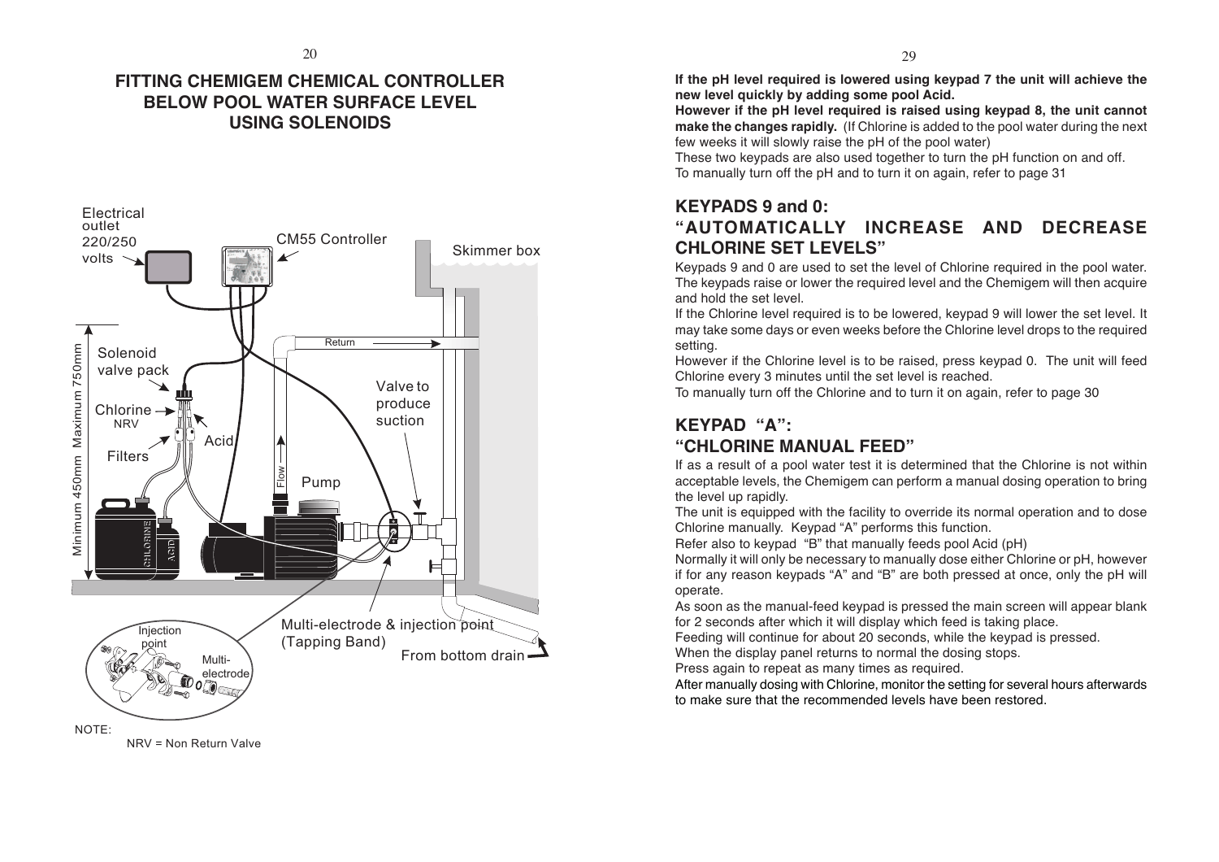## FITTING CHEMIGEM CHEMICAL CONTROLLER BELOW POOL WATER SURFACE LEVEL USING SOLENOIDS

Electrical outlet 220/250 volts

CM55 Controller

Skimmer box

Return

Solenoid valve pack

Chlorine NRV

Acid

Filters

Valve to produce suction

Flow

Pump

Minimum 450mm Maximum 750mm

Injection point

Multi-electrode

Multi-electrode & injection point (Tapping Band)

From bottom drain

NOTE:
NRV = Non Return Valve

**If the pH level required is lowered using keypad 7 the unit will achieve the new level quickly by adding some pool Acid.**

**However if the pH level required is raised using keypad 8, the unit cannot make the changes rapidly.** (If Chlorine is added to the pool water during the next few weeks it will slowly raise the pH of the pool water)

These two keypads are also used together to turn the pH function on and off.

To manually turn off the pH and to turn it on again, refer to page 31

## KEYPADS 9 and 0: "AUTOMATICALLY INCREASE AND DECREASE CHLORINE SET LEVELS"

Keypads 9 and 0 are used to set the level of Chlorine required in the pool water. The keypads raise or lower the required level and the Chemigem will then acquire and hold the set level.

If the Chlorine level required is to be lowered, keypad 9 will lower the set level. It may take some days or even weeks before the Chlorine level drops to the required setting.

However if the Chlorine level is to be raised, press keypad 0. The unit will feed Chlorine every 3 minutes until the set level is reached.

To manually turn off the Chlorine and to turn it on again, refer to page 30

## KEYPAD "A": "CHLORINE MANUAL FEED"

If as a result of a pool water test it is determined that the Chlorine is not within acceptable levels, the Chemigem can perform a manual dosing operation to bring the level up rapidly.

The unit is equipped with the facility to override its normal operation and to dose Chlorine manually. Keypad "A" performs this function.

Refer also to keypad "B" that manually feeds pool Acid (pH)

Normally it will only be necessary to manually dose either Chlorine or pH, however if for any reason keypads "A" and "B" are both pressed at once, only the pH will operate.

As soon as the manual-feed keypad is pressed the main screen will appear blank for 2 seconds after which it will display which feed is taking place.

Feeding will continue for about 20 seconds, while the keypad is pressed.

When the display panel returns to normal the dosing stops.

Press again to repeat as many times as required.

After manually dosing with Chlorine, monitor the setting for several hours afterwards to make sure that the recommended levels have been restored.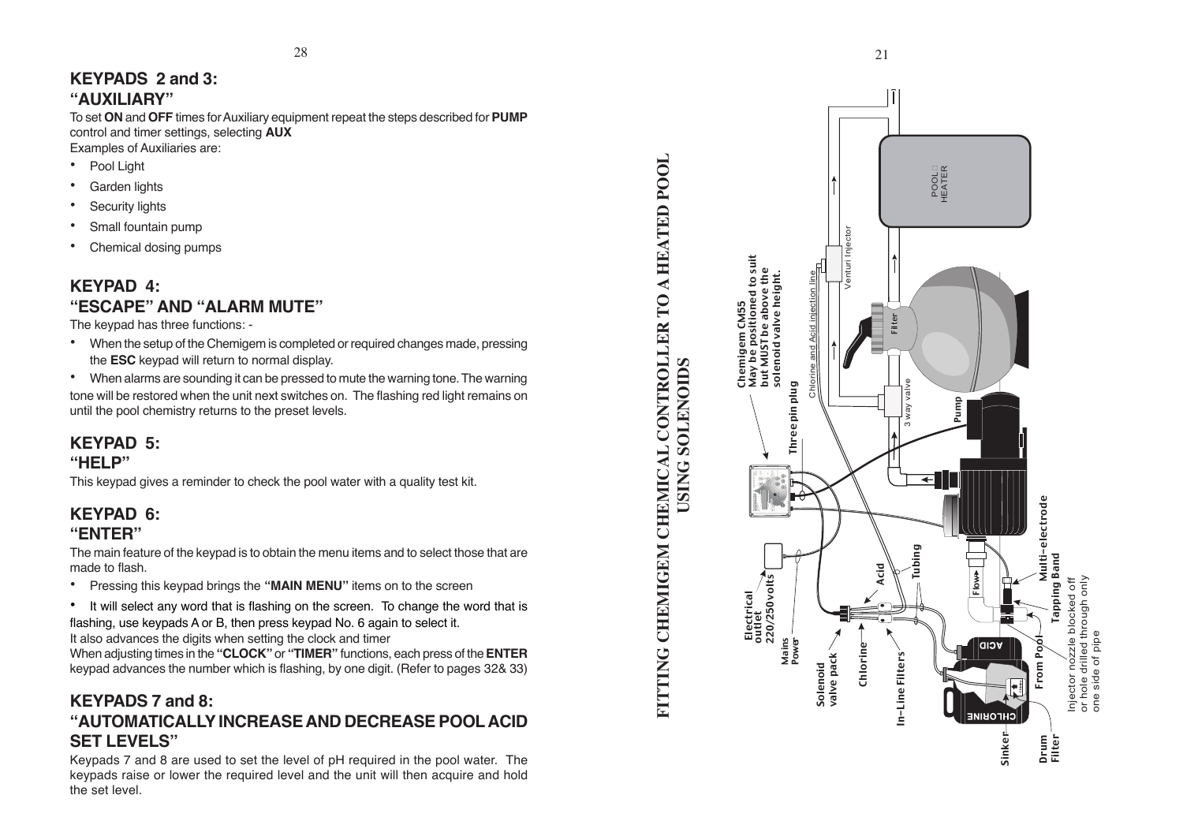# KEYPADS 2 and 3:

## "AUXILIARY"

To set **ON** and **OFF** times for Auxiliary equipment repeat the steps described for **PUMP** control and timer settings, selecting **AUX**

Examples of Auxiliaries are:

- Pool Light
- Garden lights
- Security lights
- Small fountain pump
- Chemical dosing pumps

# KEYPAD 4:

## "ESCAPE" AND "ALARM MUTE"

The keypad has three functions: -

- When the setup of the Chemigem is completed or required changes made, pressing the **ESC** keypad will return to normal display.
- When alarms are sounding it can be pressed to mute the warning tone. The warning tone will be restored when the unit next switches on. The flashing red light remains on until the pool chemistry returns to the preset levels.

# KEYPAD 5:

## "HELP"

This keypad gives a reminder to check the pool water with a quality test kit.

# KEYPAD 6:

## "ENTER"

The main feature of the keypad is to obtain the menu items and to select those that are made to flash.

- Pressing this keypad brings the **"MAIN MENU"** items on to the screen
- It will select any word that is flashing on the screen. To change the word that is flashing, use keypads A or B, then press keypad No. 6 again to select it.

It also advances the digits when setting the clock and timer

When adjusting times in the **"CLOCK"** or **"TIMER"** functions, each press of the **ENTER** keypad advances the number which is flashing, by one digit. (Refer to pages 32& 33)

# KEYPADS 7 and 8:

## "AUTOMATICALLY INCREASE AND DECREASE POOL ACID SET LEVELS"

Keypads 7 and 8 are used to set the level of pH required in the pool water. The keypads raise or lower the required level and the unit will then acquire and hold the set level.

# FITTING CHEMIGEM CHEMICAL CONTROLLER TO A HEATED POOL USING SOLENOIDS

Chemigem CM55 May be positioned to suit but MUST be above the solenoid valve height.

Three pin plug

Chlorine and Acid injection line

Venturi Injector

POOL HEATER

Filter

3 way valve

Pump

Electrical outlet 220/250volts

Mains Power

Solenoid valve pack

Acid

Chlorine

Tubing

In-Line Filters

Flow

Multi-electrode

Tapping Band

ACID

From Pool

CHLORINE

Sinker

Drum Filter

Injector nozzle blocked off or hole drilled through only one side of pipe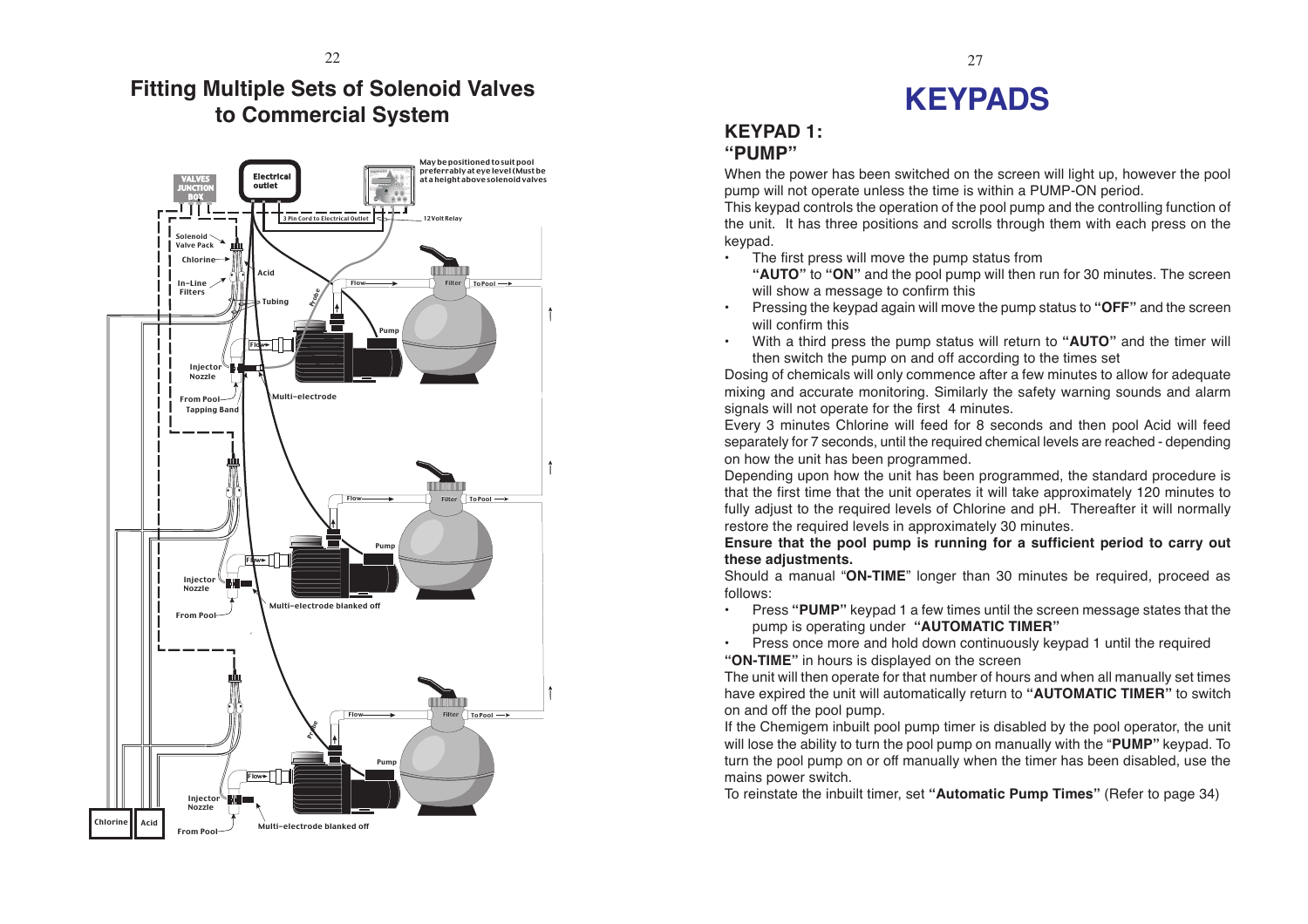# Fitting Multiple Sets of Solenoid Valves to Commercial System

VALVES JUNCTION BOX

Electrical outlet

May be positioned to suit pool preferrably at eye level (Must be at a height above solenoid valves

3 Pin Cord to Electrical Outlet

12 Volt Relay

Solenoid Valve Pack

Chlorine

Acid

In-Line Filters

Tubing

Probe

Flow

Filter

To Pool

Pump

Injector Nozzle

From Pool

Tapping Band

Multi-electrode

Multi-electrode blanked off

Chlorine

Acid

# KEYPADS

## KEYPAD 1: "PUMP"

When the power has been switched on the screen will light up, however the pool pump will not operate unless the time is within a PUMP-ON period.

This keypad controls the operation of the pool pump and the controlling function of the unit. It has three positions and scrolls through them with each press on the keypad.

- The first press will move the pump status from **"AUTO"** to **"ON"** and the pool pump will then run for 30 minutes. The screen will show a message to confirm this
- Pressing the keypad again will move the pump status to **"OFF"** and the screen will confirm this
- With a third press the pump status will return to **"AUTO"** and the timer will then switch the pump on and off according to the times set

Dosing of chemicals will only commence after a few minutes to allow for adequate mixing and accurate monitoring. Similarly the safety warning sounds and alarm signals will not operate for the first 4 minutes.

Every 3 minutes Chlorine will feed for 8 seconds and then pool Acid will feed separately for 7 seconds, until the required chemical levels are reached - depending on how the unit has been programmed.

Depending upon how the unit has been programmed, the standard procedure is that the first time that the unit operates it will take approximately 120 minutes to fully adjust to the required levels of Chlorine and pH. Thereafter it will normally restore the required levels in approximately 30 minutes.

**Ensure that the pool pump is running for a sufficient period to carry out these adjustments.**

Should a manual "**ON-TIME**" longer than 30 minutes be required, proceed as follows:

- Press **"PUMP"** keypad 1 a few times until the screen message states that the pump is operating under **"AUTOMATIC TIMER"**
- Press once more and hold down continuously keypad 1 until the required **"ON-TIME"** in hours is displayed on the screen

The unit will then operate for that number of hours and when all manually set times have expired the unit will automatically return to **"AUTOMATIC TIMER"** to switch on and off the pool pump.

If the Chemigem inbuilt pool pump timer is disabled by the pool operator, the unit will lose the ability to turn the pool pump on manually with the "**PUMP"** keypad. To turn the pool pump on or off manually when the timer has been disabled, use the mains power switch.

To reinstate the inbuilt timer, set **"Automatic Pump Times"** (Refer to page 34)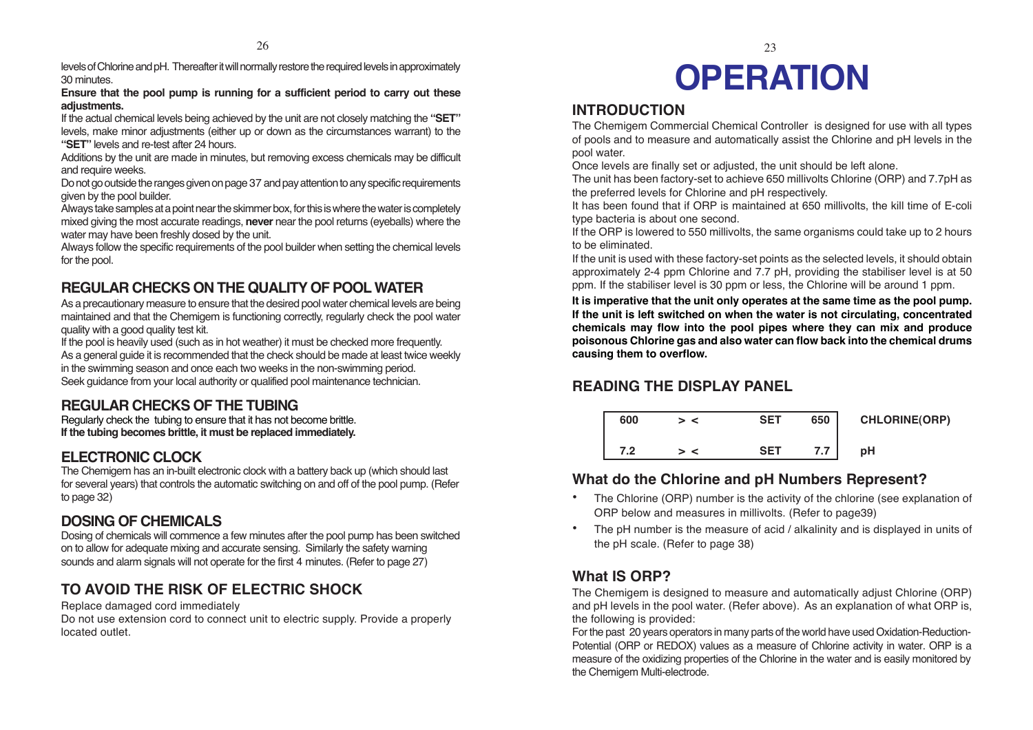levels of Chlorine and pH. Thereafter it will normally restore the required levels in approximately 30 minutes.

**Ensure that the pool pump is running for a sufficient period to carry out these adjustments.**

If the actual chemical levels being achieved by the unit are not closely matching the **"SET"** levels, make minor adjustments (either up or down as the circumstances warrant) to the **"SET"** levels and re-test after 24 hours.

Additions by the unit are made in minutes, but removing excess chemicals may be difficult and require weeks.

Do not go outside the ranges given on page 37 and pay attention to any specific requirements given by the pool builder.

Always take samples at a point near the skimmer box, for this is where the water is completely mixed giving the most accurate readings, **never** near the pool returns (eyeballs) where the water may have been freshly dosed by the unit.

Always follow the specific requirements of the pool builder when setting the chemical levels for the pool.

## REGULAR CHECKS ON THE QUALITY OF POOL WATER

As a precautionary measure to ensure that the desired pool water chemical levels are being maintained and that the Chemigem is functioning correctly, regularly check the pool water quality with a good quality test kit.

If the pool is heavily used (such as in hot weather) it must be checked more frequently.

As a general guide it is recommended that the check should be made at least twice weekly in the swimming season and once each two weeks in the non-swimming period.

Seek guidance from your local authority or qualified pool maintenance technician.

## REGULAR CHECKS OF THE TUBING

Regularly check the tubing to ensure that it has not become brittle.
**If the tubing becomes brittle, it must be replaced immediately.**

## ELECTRONIC CLOCK

The Chemigem has an in-built electronic clock with a battery back up (which should last for several years) that controls the automatic switching on and off of the pool pump. (Refer to page 32)

## DOSING OF CHEMICALS

Dosing of chemicals will commence a few minutes after the pool pump has been switched on to allow for adequate mixing and accurate sensing. Similarly the safety warning sounds and alarm signals will not operate for the first 4 minutes. (Refer to page 27)

## TO AVOID THE RISK OF ELECTRIC SHOCK

Replace damaged cord immediately

Do not use extension cord to connect unit to electric supply. Provide a properly located outlet.

# OPERATION

## INTRODUCTION

The Chemigem Commercial Chemical Controller is designed for use with all types of pools and to measure and automatically assist the Chlorine and pH levels in the pool water.

Once levels are finally set or adjusted, the unit should be left alone.

The unit has been factory-set to achieve 650 millivolts Chlorine (ORP) and 7.7pH as the preferred levels for Chlorine and pH respectively.

It has been found that if ORP is maintained at 650 millivolts, the kill time of E-coli type bacteria is about one second.

If the ORP is lowered to 550 millivolts, the same organisms could take up to 2 hours to be eliminated.

If the unit is used with these factory-set points as the selected levels, it should obtain approximately 2-4 ppm Chlorine and 7.7 pH, providing the stabiliser level is at 50 ppm. If the stabiliser level is 30 ppm or less, the Chlorine will be around 1 ppm.

**It is imperative that the unit only operates at the same time as the pool pump. If the unit is left switched on when the water is not circulating, concentrated chemicals may flow into the pool pipes where they can mix and produce poisonous Chlorine gas and also water can flow back into the chemical drums causing them to overflow.**

## READING THE DISPLAY PANEL

| | | | | |
|---|---|---|---|---|
| 600 | > < | SET | 650 | CHLORINE(ORP) |
| 7.2 | > < | SET | 7.7 | pH |

### What do the Chlorine and pH Numbers Represent?

- The Chlorine (ORP) number is the activity of the chlorine (see explanation of ORP below and measures in millivolts. (Refer to page39)
- The pH number is the measure of acid / alkalinity and is displayed in units of the pH scale. (Refer to page 38)

### What IS ORP?

The Chemigem is designed to measure and automatically adjust Chlorine (ORP) and pH levels in the pool water. (Refer above). As an explanation of what ORP is, the following is provided:

For the past 20 years operators in many parts of the world have used Oxidation-Reduction-Potential (ORP or REDOX) values as a measure of Chlorine activity in water. ORP is a measure of the oxidizing properties of the Chlorine in the water and is easily monitored by the Chemigem Multi-electrode.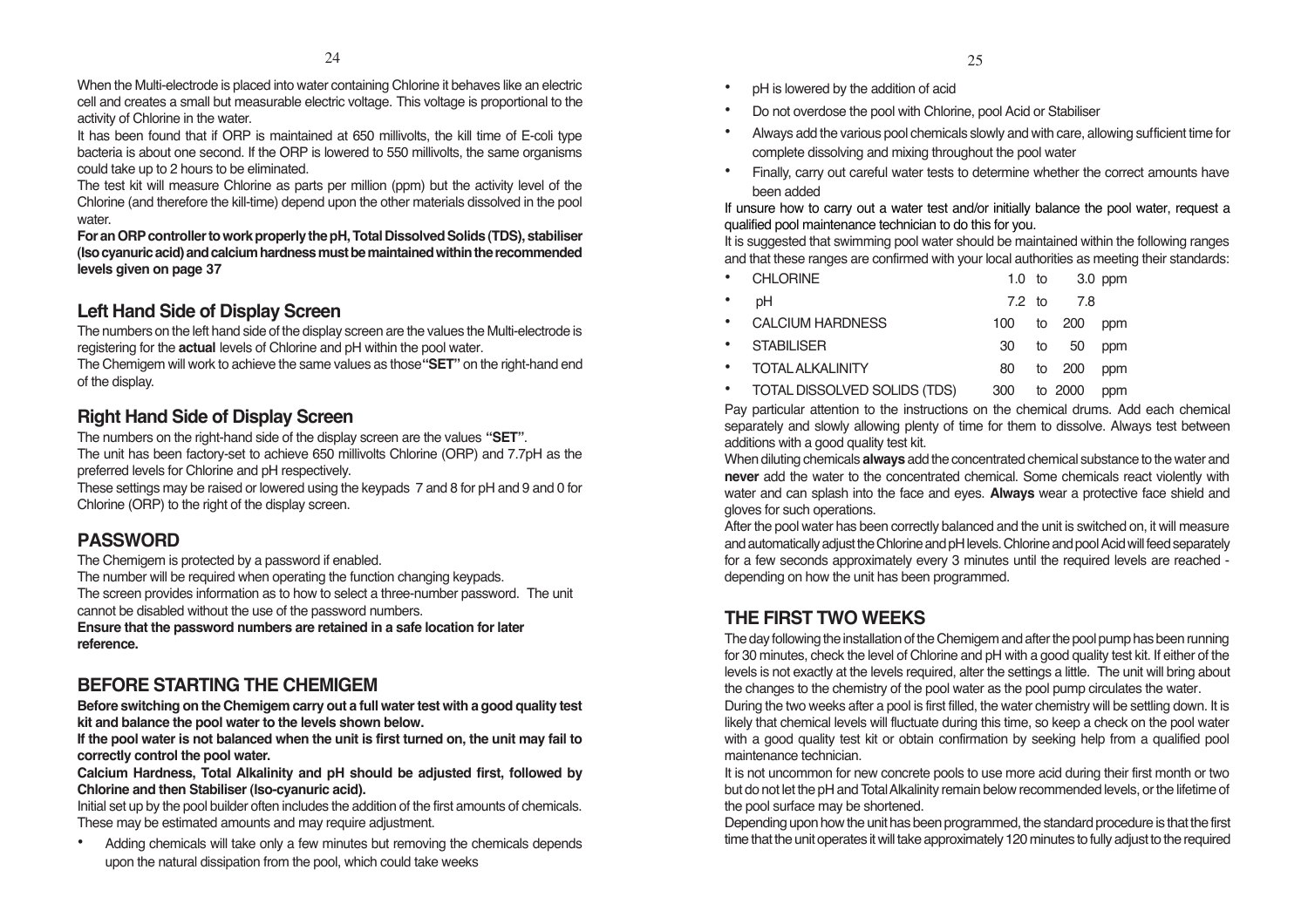When the Multi-electrode is placed into water containing Chlorine it behaves like an electric cell and creates a small but measurable electric voltage. This voltage is proportional to the activity of Chlorine in the water.

It has been found that if ORP is maintained at 650 millivolts, the kill time of E-coli type bacteria is about one second. If the ORP is lowered to 550 millivolts, the same organisms could take up to 2 hours to be eliminated.

The test kit will measure Chlorine as parts per million (ppm) but the activity level of the Chlorine (and therefore the kill-time) depend upon the other materials dissolved in the pool water.

**For an ORP controller to work properly the pH, Total Dissolved Solids (TDS), stabiliser (Iso cyanuric acid) and calcium hardness must be maintained within the recommended levels given on page 37**

## Left Hand Side of Display Screen

The numbers on the left hand side of the display screen are the values the Multi-electrode is registering for the **actual** levels of Chlorine and pH within the pool water.

The Chemigem will work to achieve the same values as those **"SET"** on the right-hand end of the display.

## Right Hand Side of Display Screen

The numbers on the right-hand side of the display screen are the values **"SET"**.

The unit has been factory-set to achieve 650 millivolts Chlorine (ORP) and 7.7pH as the preferred levels for Chlorine and pH respectively.

These settings may be raised or lowered using the keypads 7 and 8 for pH and 9 and 0 for Chlorine (ORP) to the right of the display screen.

## PASSWORD

The Chemigem is protected by a password if enabled.

The number will be required when operating the function changing keypads.

The screen provides information as to how to select a three-number password. The unit cannot be disabled without the use of the password numbers.

**Ensure that the password numbers are retained in a safe location for later reference.**

## BEFORE STARTING THE CHEMIGEM

**Before switching on the Chemigem carry out a full water test with a good quality test kit and balance the pool water to the levels shown below.**

**If the pool water is not balanced when the unit is first turned on, the unit may fail to correctly control the pool water.**

**Calcium Hardness, Total Alkalinity and pH should be adjusted first, followed by Chlorine and then Stabiliser (Iso-cyanuric acid).**

Initial set up by the pool builder often includes the addition of the first amounts of chemicals. These may be estimated amounts and may require adjustment.

- Adding chemicals will take only a few minutes but removing the chemicals depends upon the natural dissipation from the pool, which could take weeks
- pH is lowered by the addition of acid
- Do not overdose the pool with Chlorine, pool Acid or Stabiliser
- Always add the various pool chemicals slowly and with care, allowing sufficient time for complete dissolving and mixing throughout the pool water
- Finally, carry out careful water tests to determine whether the correct amounts have been added

If unsure how to carry out a water test and/or initially balance the pool water, request a qualified pool maintenance technician to do this for you.

It is suggested that swimming pool water should be maintained within the following ranges and that these ranges are confirmed with your local authorities as meeting their standards:

- CHLORINE 1.0 to 3.0 ppm
- pH 7.2 to 7.8
- CALCIUM HARDNESS 100 to 200 ppm
- STABILISER 30 to 50 ppm
- TOTAL ALKALINITY 80 to 200 ppm
- TOTAL DISSOLVED SOLIDS (TDS) 300 to 2000 ppm

Pay particular attention to the instructions on the chemical drums. Add each chemical separately and slowly allowing plenty of time for them to dissolve. Always test between additions with a good quality test kit.

When diluting chemicals **always** add the concentrated chemical substance to the water and **never** add the water to the concentrated chemical. Some chemicals react violently with water and can splash into the face and eyes. **Always** wear a protective face shield and gloves for such operations.

After the pool water has been correctly balanced and the unit is switched on, it will measure and automatically adjust the Chlorine and pH levels. Chlorine and pool Acid will feed separately for a few seconds approximately every 3 minutes until the required levels are reached - depending on how the unit has been programmed.

## THE FIRST TWO WEEKS

The day following the installation of the Chemigem and after the pool pump has been running for 30 minutes, check the level of Chlorine and pH with a good quality test kit. If either of the levels is not exactly at the levels required, alter the settings a little. The unit will bring about the changes to the chemistry of the pool water as the pool pump circulates the water.

During the two weeks after a pool is first filled, the water chemistry will be settling down. It is likely that chemical levels will fluctuate during this time, so keep a check on the pool water with a good quality test kit or obtain confirmation by seeking help from a qualified pool maintenance technician.

It is not uncommon for new concrete pools to use more acid during their first month or two but do not let the pH and Total Alkalinity remain below recommended levels, or the lifetime of the pool surface may be shortened.

Depending upon how the unit has been programmed, the standard procedure is that the first time that the unit operates it will take approximately 120 minutes to fully adjust to the required